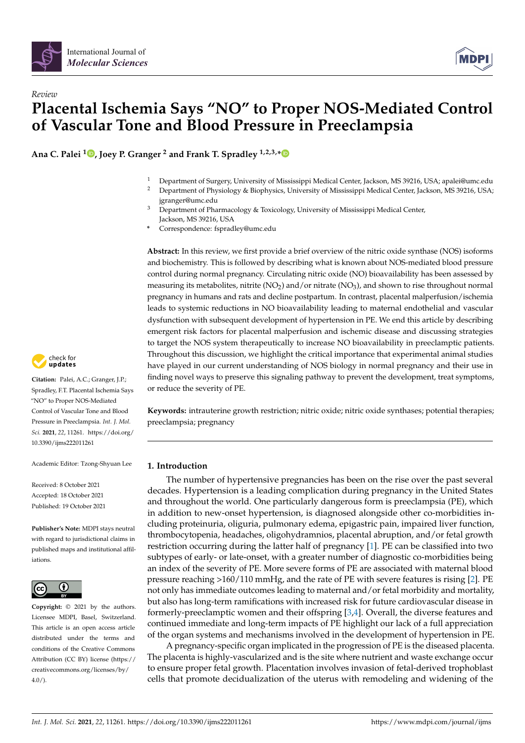*Review*

# Placental Ischemia Says "NO" to Proper NOS-Mediated Control of Vascular Tone and Blood Pressure in Preeclampsia

**Ana C. Palei [1], Joey P. Granger [2] and Frank T. Spradley [1,2,3,*]**

[1] Department of Surgery, University of Mississippi Medical Center, Jackson, MS 39216, USA; apalei@umc.edu
[2] Department of Physiology & Biophysics, University of Mississippi Medical Center, Jackson, MS 39216, USA; jgranger@umc.edu
[3] Department of Pharmacology & Toxicology, University of Mississippi Medical Center, Jackson, MS 39216, USA
[*] Correspondence: fspradley@umc.edu

**Abstract:** In this review, we first provide a brief overview of the nitric oxide synthase (NOS) isoforms and biochemistry. This is followed by describing what is known about NOS-mediated blood pressure control during normal pregnancy. Circulating nitric oxide (NO) bioavailability has been assessed by measuring its metabolites, nitrite ($NO_2$) and/or nitrate ($NO_3$), and shown to rise throughout normal pregnancy in humans and rats and decline postpartum. In contrast, placental malperfusion/ischemia leads to systemic reductions in NO bioavailability leading to maternal endothelial and vascular dysfunction with subsequent development of hypertension in PE. We end this article by describing emergent risk factors for placental malperfusion and ischemic disease and discussing strategies to target the NOS system therapeutically to increase NO bioavailability in preeclamptic patients. Throughout this discussion, we highlight the critical importance that experimental animal studies have played in our current understanding of NOS biology in normal pregnancy and their use in finding novel ways to preserve this signaling pathway to prevent the development, treat symptoms, or reduce the severity of PE.

**Keywords:** intrauterine growth restriction; nitric oxide; nitric oxide synthases; potential therapies; preeclampsia; pregnancy

**Citation:** Palei, A.C.; Granger, J.P.; Spradley, F.T. Placental Ischemia Says "NO" to Proper NOS-Mediated Control of Vascular Tone and Blood Pressure in Preeclampsia. *Int. J. Mol. Sci.* **2021**, *22*, 11261. https://doi.org/10.3390/ijms222011261

Academic Editor: Tzong-Shyuan Lee

Received: 8 October 2021
Accepted: 18 October 2021
Published: 19 October 2021

**Publisher's Note:** MDPI stays neutral with regard to jurisdictional claims in published maps and institutional affiliations.

**Copyright:** © 2021 by the authors. Licensee MDPI, Basel, Switzerland. This article is an open access article distributed under the terms and conditions of the Creative Commons Attribution (CC BY) license (https://creativecommons.org/licenses/by/4.0/).

## 1. Introduction

The number of hypertensive pregnancies has been on the rise over the past several decades. Hypertension is a leading complication during pregnancy in the United States and throughout the world. One particularly dangerous form is preeclampsia (PE), which in addition to new-onset hypertension, is diagnosed alongside other co-morbidities including proteinuria, oliguria, pulmonary edema, epigastric pain, impaired liver function, thrombocytopenia, headaches, oligohydramnios, placental abruption, and/or fetal growth restriction occurring during the latter half of pregnancy [1]. PE can be classified into two subtypes of early- or late-onset, with a greater number of diagnostic co-morbidities being an index of the severity of PE. More severe forms of PE are associated with maternal blood pressure reaching >160/110 mmHg, and the rate of PE with severe features is rising [2]. PE not only has immediate outcomes leading to maternal and/or fetal morbidity and mortality, but also has long-term ramifications with increased risk for future cardiovascular disease in formerly-preeclamptic women and their offspring [3,4]. Overall, the diverse features and continued immediate and long-term impacts of PE highlight our lack of a full appreciation of the organ systems and mechanisms involved in the development of hypertension in PE.

A pregnancy-specific organ implicated in the progression of PE is the diseased placenta. The placenta is highly-vascularized and is the site where nutrient and waste exchange occur to ensure proper fetal growth. Placentation involves invasion of fetal-derived trophoblast cells that promote decidualization of the uterus with remodeling and widening of the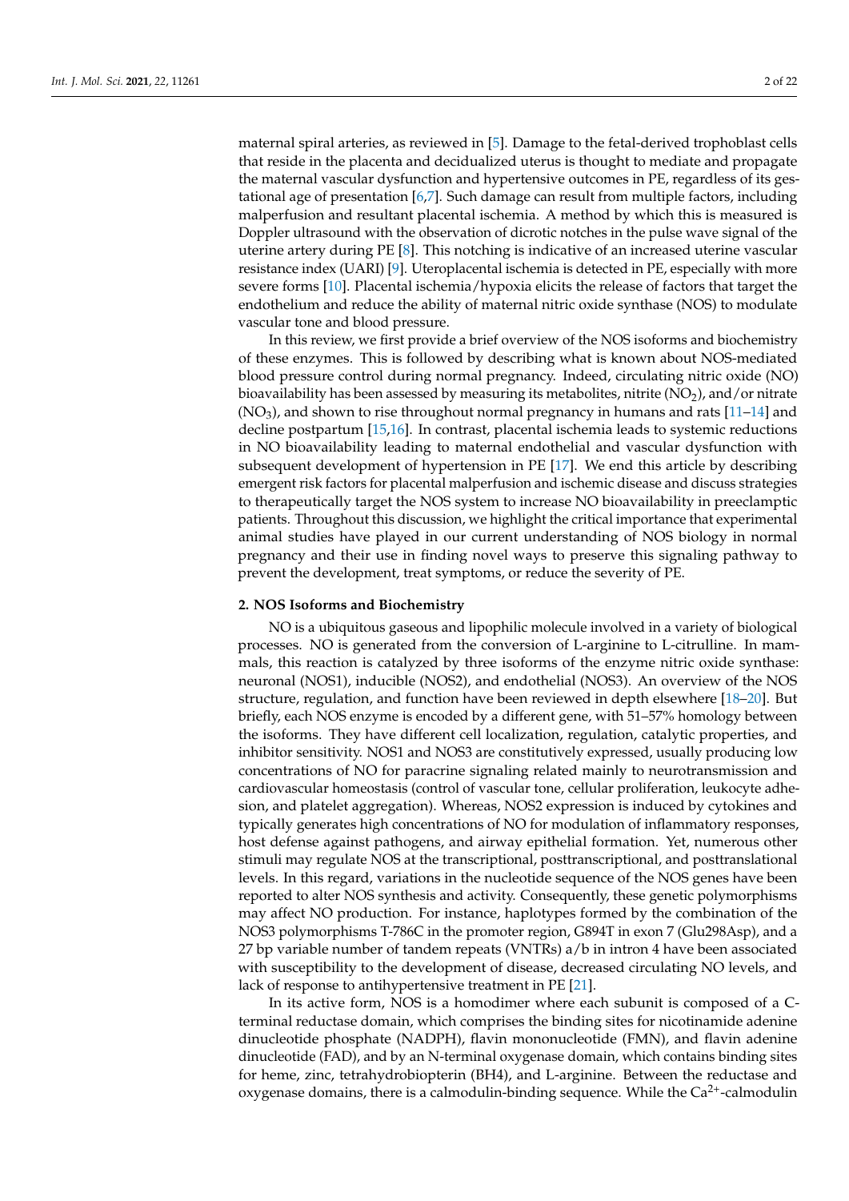maternal spiral arteries, as reviewed in [5]. Damage to the fetal-derived trophoblast cells that reside in the placenta and decidualized uterus is thought to mediate and propagate the maternal vascular dysfunction and hypertensive outcomes in PE, regardless of its gestational age of presentation [6,7]. Such damage can result from multiple factors, including malperfusion and resultant placental ischemia. A method by which this is measured is Doppler ultrasound with the observation of dicrotic notches in the pulse wave signal of the uterine artery during PE [8]. This notching is indicative of an increased uterine vascular resistance index (UARI) [9]. Uteroplacental ischemia is detected in PE, especially with more severe forms [10]. Placental ischemia/hypoxia elicits the release of factors that target the endothelium and reduce the ability of maternal nitric oxide synthase (NOS) to modulate vascular tone and blood pressure.

In this review, we first provide a brief overview of the NOS isoforms and biochemistry of these enzymes. This is followed by describing what is known about NOS-mediated blood pressure control during normal pregnancy. Indeed, circulating nitric oxide (NO) bioavailability has been assessed by measuring its metabolites, nitrite ($NO_2$), and/or nitrate ($NO_3$), and shown to rise throughout normal pregnancy in humans and rats [11–14] and decline postpartum [15,16]. In contrast, placental ischemia leads to systemic reductions in NO bioavailability leading to maternal endothelial and vascular dysfunction with subsequent development of hypertension in PE [17]. We end this article by describing emergent risk factors for placental malperfusion and ischemic disease and discuss strategies to therapeutically target the NOS system to increase NO bioavailability in preeclamptic patients. Throughout this discussion, we highlight the critical importance that experimental animal studies have played in our current understanding of NOS biology in normal pregnancy and their use in finding novel ways to preserve this signaling pathway to prevent the development, treat symptoms, or reduce the severity of PE.

## 2. NOS Isoforms and Biochemistry

NO is a ubiquitous gaseous and lipophilic molecule involved in a variety of biological processes. NO is generated from the conversion of L-arginine to L-citrulline. In mammals, this reaction is catalyzed by three isoforms of the enzyme nitric oxide synthase: neuronal (NOS1), inducible (NOS2), and endothelial (NOS3). An overview of the NOS structure, regulation, and function have been reviewed in depth elsewhere [18–20]. But briefly, each NOS enzyme is encoded by a different gene, with 51–57% homology between the isoforms. They have different cell localization, regulation, catalytic properties, and inhibitor sensitivity. NOS1 and NOS3 are constitutively expressed, usually producing low concentrations of NO for paracrine signaling related mainly to neurotransmission and cardiovascular homeostasis (control of vascular tone, cellular proliferation, leukocyte adhesion, and platelet aggregation). Whereas, NOS2 expression is induced by cytokines and typically generates high concentrations of NO for modulation of inflammatory responses, host defense against pathogens, and airway epithelial formation. Yet, numerous other stimuli may regulate NOS at the transcriptional, posttranscriptional, and posttranslational levels. In this regard, variations in the nucleotide sequence of the NOS genes have been reported to alter NOS synthesis and activity. Consequently, these genetic polymorphisms may affect NO production. For instance, haplotypes formed by the combination of the NOS3 polymorphisms T-786C in the promoter region, G894T in exon 7 (Glu298Asp), and a 27 bp variable number of tandem repeats (VNTRs) a/b in intron 4 have been associated with susceptibility to the development of disease, decreased circulating NO levels, and lack of response to antihypertensive treatment in PE [21].

In its active form, NOS is a homodimer where each subunit is composed of a C-terminal reductase domain, which comprises the binding sites for nicotinamide adenine dinucleotide phosphate (NADPH), flavin mononucleotide (FMN), and flavin adenine dinucleotide (FAD), and by an N-terminal oxygenase domain, which contains binding sites for heme, zinc, tetrahydrobiopterin (BH4), and L-arginine. Between the reductase and oxygenase domains, there is a calmodulin-binding sequence. While the $Ca^{2+}$-calmodulin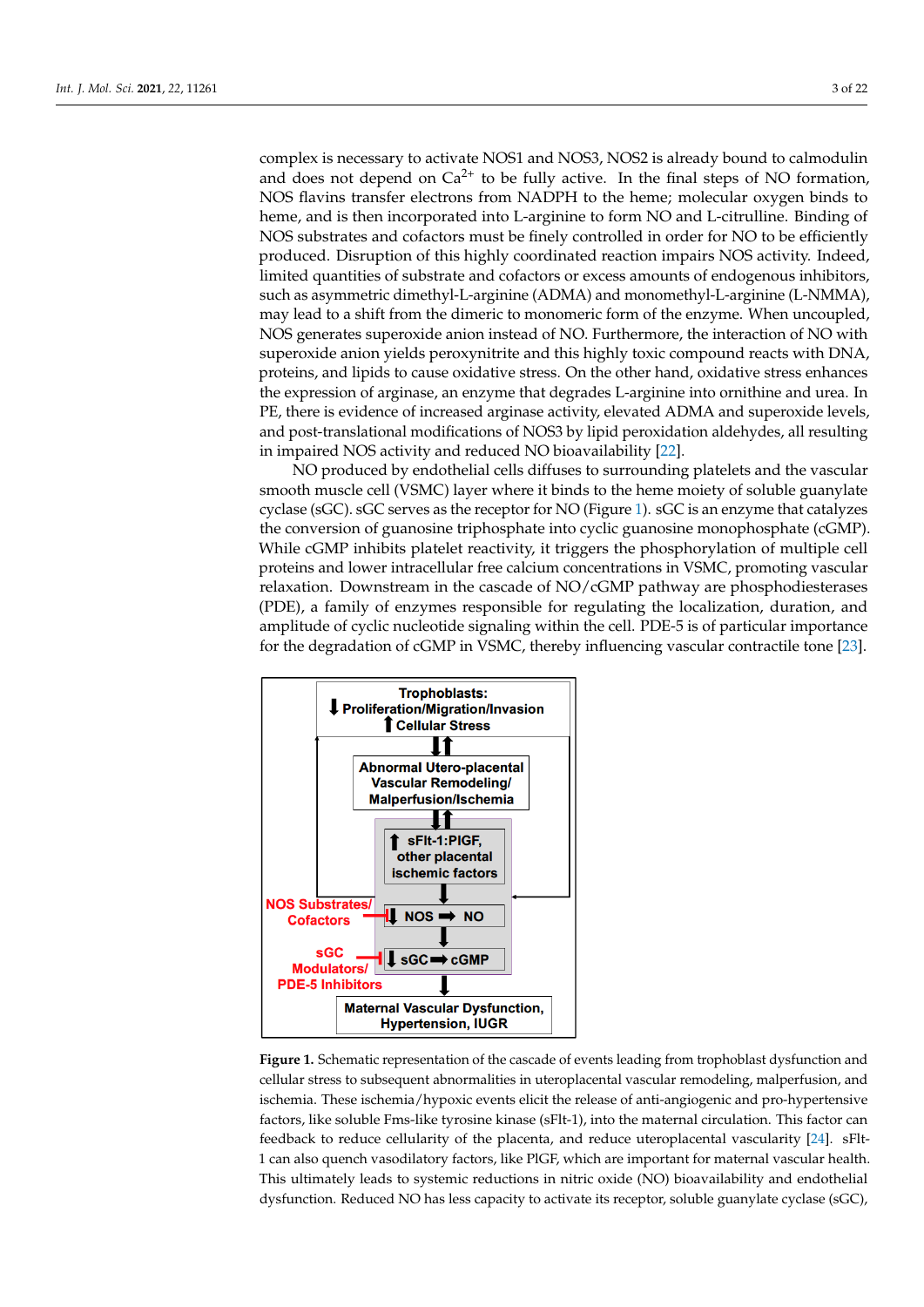complex is necessary to activate NOS1 and NOS3, NOS2 is already bound to calmodulin and does not depend on $Ca^{2+}$ to be fully active. In the final steps of NO formation, NOS flavins transfer electrons from NADPH to the heme; molecular oxygen binds to heme, and is then incorporated into L-arginine to form NO and L-citrulline. Binding of NOS substrates and cofactors must be finely controlled in order for NO to be efficiently produced. Disruption of this highly coordinated reaction impairs NOS activity. Indeed, limited quantities of substrate and cofactors or excess amounts of endogenous inhibitors, such as asymmetric dimethyl-L-arginine (ADMA) and monomethyl-L-arginine (L-NMMA), may lead to a shift from the dimeric to monomeric form of the enzyme. When uncoupled, NOS generates superoxide anion instead of NO. Furthermore, the interaction of NO with superoxide anion yields peroxynitrite and this highly toxic compound reacts with DNA, proteins, and lipids to cause oxidative stress. On the other hand, oxidative stress enhances the expression of arginase, an enzyme that degrades L-arginine into ornithine and urea. In PE, there is evidence of increased arginase activity, elevated ADMA and superoxide levels, and post-translational modifications of NOS3 by lipid peroxidation aldehydes, all resulting in impaired NOS activity and reduced NO bioavailability [22].

NO produced by endothelial cells diffuses to surrounding platelets and the vascular smooth muscle cell (VSMC) layer where it binds to the heme moiety of soluble guanylate cyclase (sGC). sGC serves as the receptor for NO (Figure 1). sGC is an enzyme that catalyzes the conversion of guanosine triphosphate into cyclic guanosine monophosphate (cGMP). While cGMP inhibits platelet reactivity, it triggers the phosphorylation of multiple cell proteins and lower intracellular free calcium concentrations in VSMC, promoting vascular relaxation. Downstream in the cascade of NO/cGMP pathway are phosphodiesterases (PDE), a family of enzymes responsible for regulating the localization, duration, and amplitude of cyclic nucleotide signaling within the cell. PDE-5 is of particular importance for the degradation of cGMP in VSMC, thereby influencing vascular contractile tone [23].

**Trophoblasts:** ↓ Proliferation/Migration/Invasion ↑ Cellular Stress

**Abnormal Utero-placental Vascular Remodeling/ Malperfusion/Ischemia**

↑ sFlt-1:PlGF, other placental ischemic factors

NOS Substrates/ Cofactors — ↓ NOS ➡ NO

sGC Modulators/ PDE-5 Inhibitors — ↓ sGC ➡ cGMP

**Maternal Vascular Dysfunction, Hypertension, IUGR**

**Figure 1.** Schematic representation of the cascade of events leading from trophoblast dysfunction and cellular stress to subsequent abnormalities in uteroplacental vascular remodeling, malperfusion, and ischemia. These ischemia/hypoxic events elicit the release of anti-angiogenic and pro-hypertensive factors, like soluble Fms-like tyrosine kinase (sFlt-1), into the maternal circulation. This factor can feedback to reduce cellularity of the placenta, and reduce uteroplacental vascularity [24]. sFlt-1 can also quench vasodilatory factors, like PlGF, which are important for maternal vascular health. This ultimately leads to systemic reductions in nitric oxide (NO) bioavailability and endothelial dysfunction. Reduced NO has less capacity to activate its receptor, soluble guanylate cyclase (sGC),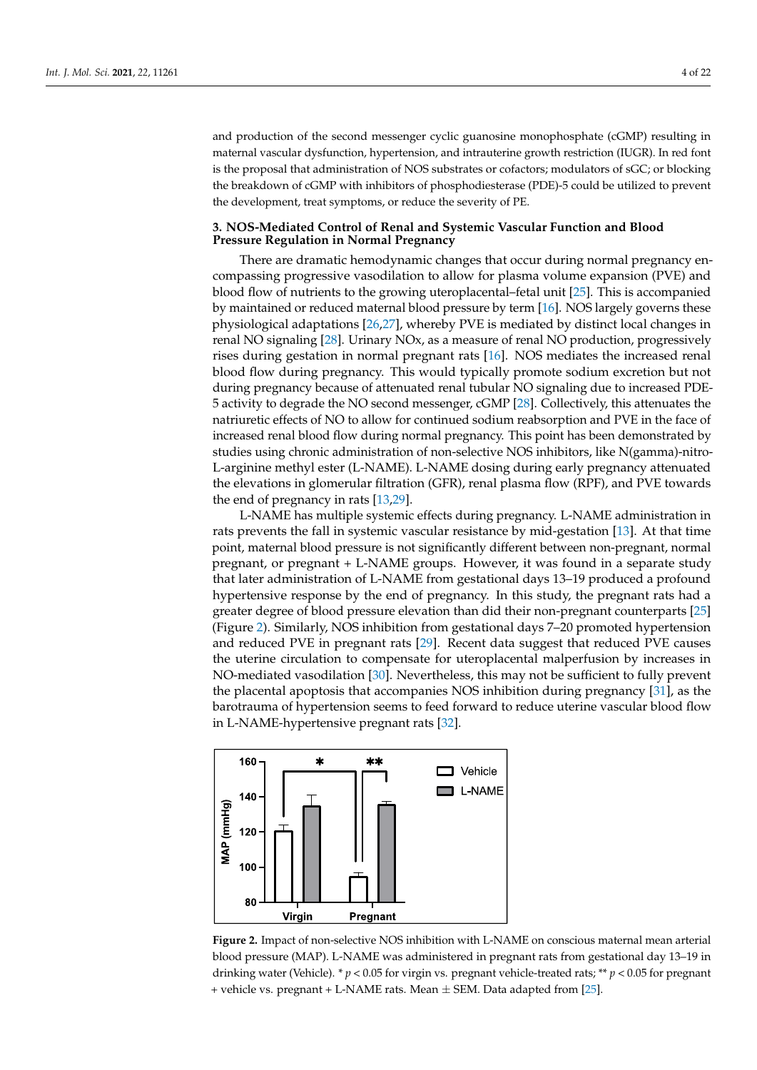and production of the second messenger cyclic guanosine monophosphate (cGMP) resulting in maternal vascular dysfunction, hypertension, and intrauterine growth restriction (IUGR). In red font is the proposal that administration of NOS substrates or cofactors; modulators of sGC; or blocking the breakdown of cGMP with inhibitors of phosphodiesterase (PDE)-5 could be utilized to prevent the development, treat symptoms, or reduce the severity of PE.

## 3. NOS-Mediated Control of Renal and Systemic Vascular Function and Blood Pressure Regulation in Normal Pregnancy

There are dramatic hemodynamic changes that occur during normal pregnancy encompassing progressive vasodilation to allow for plasma volume expansion (PVE) and blood flow of nutrients to the growing uteroplacental–fetal unit [25]. This is accompanied by maintained or reduced maternal blood pressure by term [16]. NOS largely governs these physiological adaptations [26,27], whereby PVE is mediated by distinct local changes in renal NO signaling [28]. Urinary NOx, as a measure of renal NO production, progressively rises during gestation in normal pregnant rats [16]. NOS mediates the increased renal blood flow during pregnancy. This would typically promote sodium excretion but not during pregnancy because of attenuated renal tubular NO signaling due to increased PDE-5 activity to degrade the NO second messenger, cGMP [28]. Collectively, this attenuates the natriuretic effects of NO to allow for continued sodium reabsorption and PVE in the face of increased renal blood flow during normal pregnancy. This point has been demonstrated by studies using chronic administration of non-selective NOS inhibitors, like N(gamma)-nitro-L-arginine methyl ester (L-NAME). L-NAME dosing during early pregnancy attenuated the elevations in glomerular filtration (GFR), renal plasma flow (RPF), and PVE towards the end of pregnancy in rats [13,29].

L-NAME has multiple systemic effects during pregnancy. L-NAME administration in rats prevents the fall in systemic vascular resistance by mid-gestation [13]. At that time point, maternal blood pressure is not significantly different between non-pregnant, normal pregnant, or pregnant + L-NAME groups. However, it was found in a separate study that later administration of L-NAME from gestational days 13–19 produced a profound hypertensive response by the end of pregnancy. In this study, the pregnant rats had a greater degree of blood pressure elevation than did their non-pregnant counterparts [25] (Figure 2). Similarly, NOS inhibition from gestational days 7–20 promoted hypertension and reduced PVE in pregnant rats [29]. Recent data suggest that reduced PVE causes the uterine circulation to compensate for uteroplacental malperfusion by increases in NO-mediated vasodilation [30]. Nevertheless, this may not be sufficient to fully prevent the placental apoptosis that accompanies NOS inhibition during pregnancy [31], as the barotrauma of hypertension seems to feed forward to reduce uterine vascular blood flow in L-NAME-hypertensive pregnant rats [32].

**Figure 2.** Impact of non-selective NOS inhibition with L-NAME on conscious maternal mean arterial blood pressure (MAP). L-NAME was administered in pregnant rats from gestational day 13–19 in drinking water (Vehicle). * $p < 0.05$ for virgin vs. pregnant vehicle-treated rats; ** $p < 0.05$ for pregnant + vehicle vs. pregnant + L-NAME rats. Mean ± SEM. Data adapted from [25].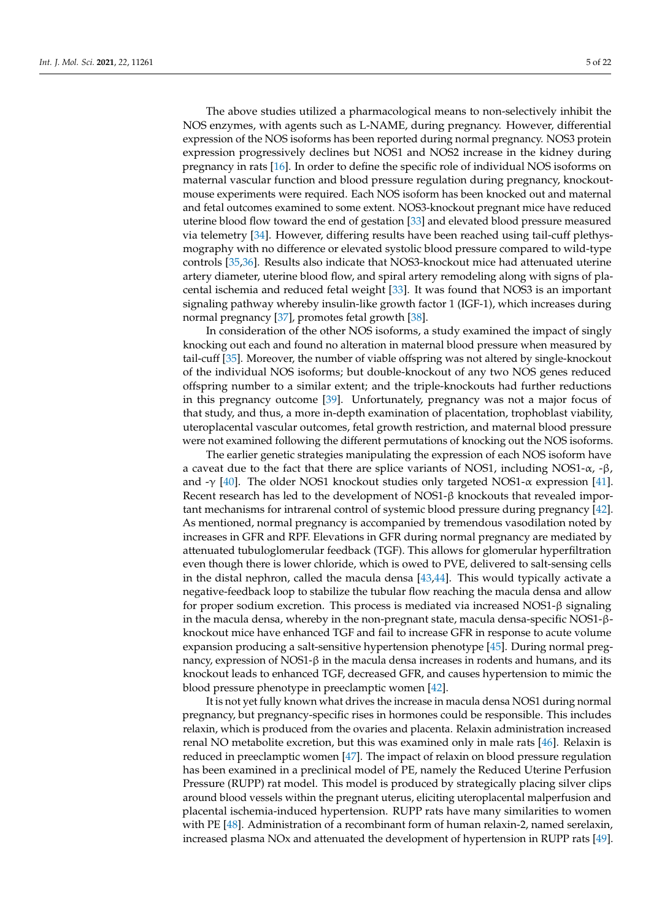The above studies utilized a pharmacological means to non-selectively inhibit the NOS enzymes, with agents such as L-NAME, during pregnancy. However, differential expression of the NOS isoforms has been reported during normal pregnancy. NOS3 protein expression progressively declines but NOS1 and NOS2 increase in the kidney during pregnancy in rats [16]. In order to define the specific role of individual NOS isoforms on maternal vascular function and blood pressure regulation during pregnancy, knockout-mouse experiments were required. Each NOS isoform has been knocked out and maternal and fetal outcomes examined to some extent. NOS3-knockout pregnant mice have reduced uterine blood flow toward the end of gestation [33] and elevated blood pressure measured via telemetry [34]. However, differing results have been reached using tail-cuff plethysmography with no difference or elevated systolic blood pressure compared to wild-type controls [35,36]. Results also indicate that NOS3-knockout mice had attenuated uterine artery diameter, uterine blood flow, and spiral artery remodeling along with signs of placental ischemia and reduced fetal weight [33]. It was found that NOS3 is an important signaling pathway whereby insulin-like growth factor 1 (IGF-1), which increases during normal pregnancy [37], promotes fetal growth [38].

In consideration of the other NOS isoforms, a study examined the impact of singly knocking out each and found no alteration in maternal blood pressure when measured by tail-cuff [35]. Moreover, the number of viable offspring was not altered by single-knockout of the individual NOS isoforms; but double-knockout of any two NOS genes reduced offspring number to a similar extent; and the triple-knockouts had further reductions in this pregnancy outcome [39]. Unfortunately, pregnancy was not a major focus of that study, and thus, a more in-depth examination of placentation, trophoblast viability, uteroplacental vascular outcomes, fetal growth restriction, and maternal blood pressure were not examined following the different permutations of knocking out the NOS isoforms.

The earlier genetic strategies manipulating the expression of each NOS isoform have a caveat due to the fact that there are splice variants of NOS1, including NOS1-$\alpha$, -$\beta$, and -$\gamma$ [40]. The older NOS1 knockout studies only targeted NOS1-$\alpha$ expression [41]. Recent research has led to the development of NOS1-$\beta$ knockouts that revealed important mechanisms for intrarenal control of systemic blood pressure during pregnancy [42]. As mentioned, normal pregnancy is accompanied by tremendous vasodilation noted by increases in GFR and RPF. Elevations in GFR during normal pregnancy are mediated by attenuated tubuloglomerular feedback (TGF). This allows for glomerular hyperfiltration even though there is lower chloride, which is owed to PVE, delivered to salt-sensing cells in the distal nephron, called the macula densa [43,44]. This would typically activate a negative-feedback loop to stabilize the tubular flow reaching the macula densa and allow for proper sodium excretion. This process is mediated via increased NOS1-$\beta$ signaling in the macula densa, whereby in the non-pregnant state, macula densa-specific NOS1-$\beta$-knockout mice have enhanced TGF and fail to increase GFR in response to acute volume expansion producing a salt-sensitive hypertension phenotype [45]. During normal pregnancy, expression of NOS1-$\beta$ in the macula densa increases in rodents and humans, and its knockout leads to enhanced TGF, decreased GFR, and causes hypertension to mimic the blood pressure phenotype in preeclamptic women [42].

It is not yet fully known what drives the increase in macula densa NOS1 during normal pregnancy, but pregnancy-specific rises in hormones could be responsible. This includes relaxin, which is produced from the ovaries and placenta. Relaxin administration increased renal NO metabolite excretion, but this was examined only in male rats [46]. Relaxin is reduced in preeclamptic women [47]. The impact of relaxin on blood pressure regulation has been examined in a preclinical model of PE, namely the Reduced Uterine Perfusion Pressure (RUPP) rat model. This model is produced by strategically placing silver clips around blood vessels within the pregnant uterus, eliciting uteroplacental malperfusion and placental ischemia-induced hypertension. RUPP rats have many similarities to women with PE [48]. Administration of a recombinant form of human relaxin-2, named serelaxin, increased plasma NOx and attenuated the development of hypertension in RUPP rats [49].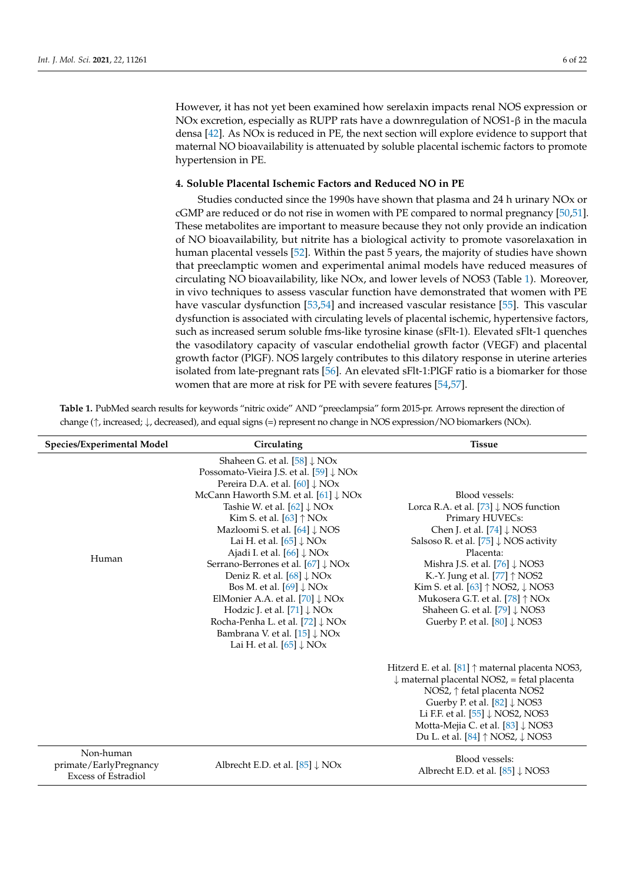However, it has not yet been examined how serelaxin impacts renal NOS expression or NOx excretion, especially as RUPP rats have a downregulation of NOS1-β in the macula densa [42]. As NOx is reduced in PE, the next section will explore evidence to support that maternal NO bioavailability is attenuated by soluble placental ischemic factors to promote hypertension in PE.

## 4. Soluble Placental Ischemic Factors and Reduced NO in PE

Studies conducted since the 1990s have shown that plasma and 24 h urinary NOx or cGMP are reduced or do not rise in women with PE compared to normal pregnancy [50,51]. These metabolites are important to measure because they not only provide an indication of NO bioavailability, but nitrite has a biological activity to promote vasorelaxation in human placental vessels [52]. Within the past 5 years, the majority of studies have shown that preeclamptic women and experimental animal models have reduced measures of circulating NO bioavailability, like NOx, and lower levels of NOS3 (Table 1). Moreover, in vivo techniques to assess vascular function have demonstrated that women with PE have vascular dysfunction [53,54] and increased vascular resistance [55]. This vascular dysfunction is associated with circulating levels of placental ischemic, hypertensive factors, such as increased serum soluble fms-like tyrosine kinase (sFlt-1). Elevated sFlt-1 quenches the vasodilatory capacity of vascular endothelial growth factor (VEGF) and placental growth factor (PlGF). NOS largely contributes to this dilatory response in uterine arteries isolated from late-pregnant rats [56]. An elevated sFlt-1:PlGF ratio is a biomarker for those women that are more at risk for PE with severe features [54,57].

**Table 1.** PubMed search results for keywords "nitric oxide" AND "preeclampsia" form 2015-pr. Arrows represent the direction of change (↑, increased; ↓, decreased), and equal signs (=) represent no change in NOS expression/NO biomarkers (NOx).

| Species/Experimental Model | Circulating | Tissue |
|---|---|---|
| Human | Shaheen G. et al. [58] ↓ NOx<br>Possomato-Vieira J.S. et al. [59] ↓ NOx<br>Pereira D.A. et al. [60] ↓ NOx<br>McCann Haworth S.M. et al. [61] ↓ NOx<br>Tashie W. et al. [62] ↓ NOx<br>Kim S. et al. [63] ↑ NOx<br>Mazloomi S. et al. [64] ↓ NOS<br>Lai H. et al. [65] ↓ NOx<br>Ajadi I. et al. [66] ↓ NOx<br>Serrano-Berrones et al. [67] ↓ NOx<br>Deniz R. et al. [68] ↓ NOx<br>Bos M. et al. [69] ↓ NOx<br>ElMonier A.A. et al. [70] ↓ NOx<br>Hodzic J. et al. [71] ↓ NOx<br>Rocha-Penha L. et al. [72] ↓ NOx<br>Bambrana V. et al. [15] ↓ NOx<br>Lai H. et al. [65] ↓ NOx | Blood vessels:<br>Lorca R.A. et al. [73] ↓ NOS function<br>Primary HUVECs:<br>Chen J. et al. [74] ↓ NOS3<br>Salsoso R. et al. [75] ↓ NOS activity<br>Placenta:<br>Mishra J.S. et al. [76] ↓ NOS3<br>K.-Y. Jung et al. [77] ↑ NOS2<br>Kim S. et al. [63] ↑ NOS2, ↓ NOS3<br>Mukosera G.T. et al. [78] ↑ NOx<br>Shaheen G. et al. [79] ↓ NOS3<br>Guerby P. et al. [80] ↓ NOS3<br>Hitzerd E. et al. [81] ↑ maternal placenta NOS3, ↓ maternal placental NOS2, = fetal placenta NOS2, ↑ fetal placenta NOS2<br>Guerby P. et al. [82] ↓ NOS3<br>Li F.F. et al. [55] ↓ NOS2, NOS3<br>Motta-Mejia C. et al. [83] ↓ NOS3<br>Du L. et al. [84] ↑ NOS2, ↓ NOS3 |
| Non-human primate/EarlyPregnancy Excess of Estradiol | Albrecht E.D. et al. [85] ↓ NOx | Blood vessels:<br>Albrecht E.D. et al. [85] ↓ NOS3 |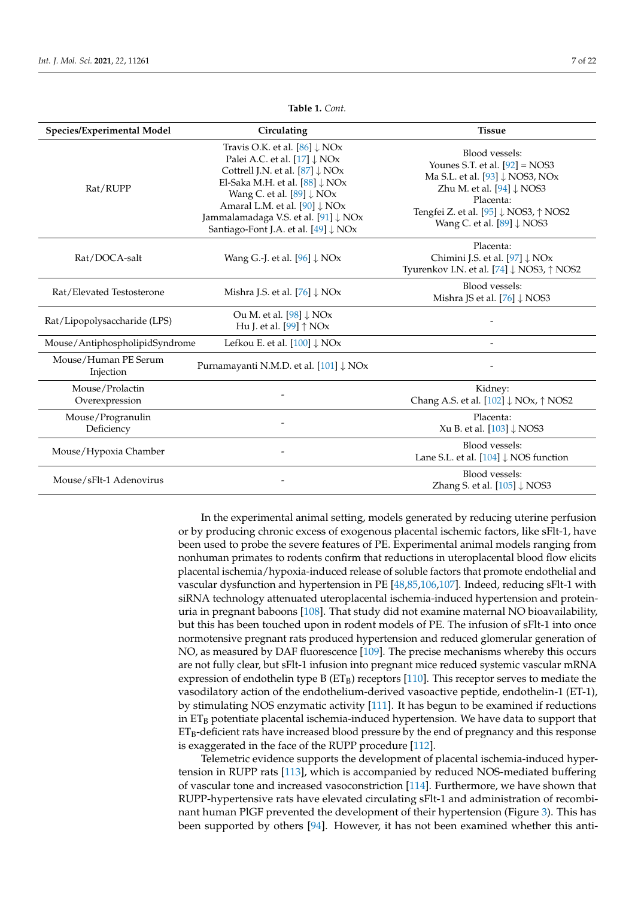**Table 1.** *Cont.*

| Species/Experimental Model | Circulating | Tissue |
|---|---|---|
| Rat/RUPP | Travis O.K. et al. [86] ↓ NOx<br>Palei A.C. et al. [17] ↓ NOx<br>Cottrell J.N. et al. [87] ↓ NOx<br>El-Saka M.H. et al. [88] ↓ NOx<br>Wang C. et al. [89] ↓ NOx<br>Amaral L.M. et al. [90] ↓ NOx<br>Jammalamadaga V.S. et al. [91] ↓ NOx<br>Santiago-Font J.A. et al. [49] ↓ NOx | Blood vessels:<br>Younes S.T. et al. [92] = NOS3<br>Ma S.L. et al. [93] ↓ NOS3, NOx<br>Zhu M. et al. [94] ↓ NOS3<br>Placenta:<br>Tengfei Z. et al. [95] ↓ NOS3, ↑ NOS2<br>Wang C. et al. [89] ↓ NOS3 |
| Rat/DOCA-salt | Wang G.-J. et al. [96] ↓ NOx | Placenta:<br>Chimini J.S. et al. [97] ↓ NOx<br>Tyurenkov I.N. et al. [74] ↓ NOS3, ↑ NOS2 |
| Rat/Elevated Testosterone | Mishra J.S. et al. [76] ↓ NOx | Blood vessels:<br>Mishra JS et al. [76] ↓ NOS3 |
| Rat/Lipopolysaccharide (LPS) | Ou M. et al. [98] ↓ NOx<br>Hu J. et al. [99] ↑ NOx | - |
| Mouse/AntiphospholipidSyndrome | Lefkou E. et al. [100] ↓ NOx | - |
| Mouse/Human PE Serum Injection | Purnamayanti N.M.D. et al. [101] ↓ NOx | - |
| Mouse/Prolactin Overexpression | - | Kidney:<br>Chang A.S. et al. [102] ↓ NOx, ↑ NOS2 |
| Mouse/Progranulin Deficiency | - | Placenta:<br>Xu B. et al. [103] ↓ NOS3 |
| Mouse/Hypoxia Chamber | - | Blood vessels:<br>Lane S.L. et al. [104] ↓ NOS function |
| Mouse/sFlt-1 Adenovirus | - | Blood vessels:<br>Zhang S. et al. [105] ↓ NOS3 |

In the experimental animal setting, models generated by reducing uterine perfusion or by producing chronic excess of exogenous placental ischemic factors, like sFlt-1, have been used to probe the severe features of PE. Experimental animal models ranging from nonhuman primates to rodents confirm that reductions in uteroplacental blood flow elicits placental ischemia/hypoxia-induced release of soluble factors that promote endothelial and vascular dysfunction and hypertension in PE [48,85,106,107]. Indeed, reducing sFlt-1 with siRNA technology attenuated uteroplacental ischemia-induced hypertension and proteinuria in pregnant baboons [108]. That study did not examine maternal NO bioavailability, but this has been touched upon in rodent models of PE. The infusion of sFlt-1 into once normotensive pregnant rats produced hypertension and reduced glomerular generation of NO, as measured by DAF fluorescence [109]. The precise mechanisms whereby this occurs are not fully clear, but sFlt-1 infusion into pregnant mice reduced systemic vascular mRNA expression of endothelin type B ($ET_B$) receptors [110]. This receptor serves to mediate the vasodilatory action of the endothelium-derived vasoactive peptide, endothelin-1 (ET-1), by stimulating NOS enzymatic activity [111]. It has begun to be examined if reductions in $ET_B$ potentiate placental ischemia-induced hypertension. We have data to support that $ET_B$-deficient rats have increased blood pressure by the end of pregnancy and this response is exaggerated in the face of the RUPP procedure [112].

Telemetric evidence supports the development of placental ischemia-induced hypertension in RUPP rats [113], which is accompanied by reduced NOS-mediated buffering of vascular tone and increased vasoconstriction [114]. Furthermore, we have shown that RUPP-hypertensive rats have elevated circulating sFlt-1 and administration of recombinant human PlGF prevented the development of their hypertension (Figure 3). This has been supported by others [94]. However, it has not been examined whether this anti-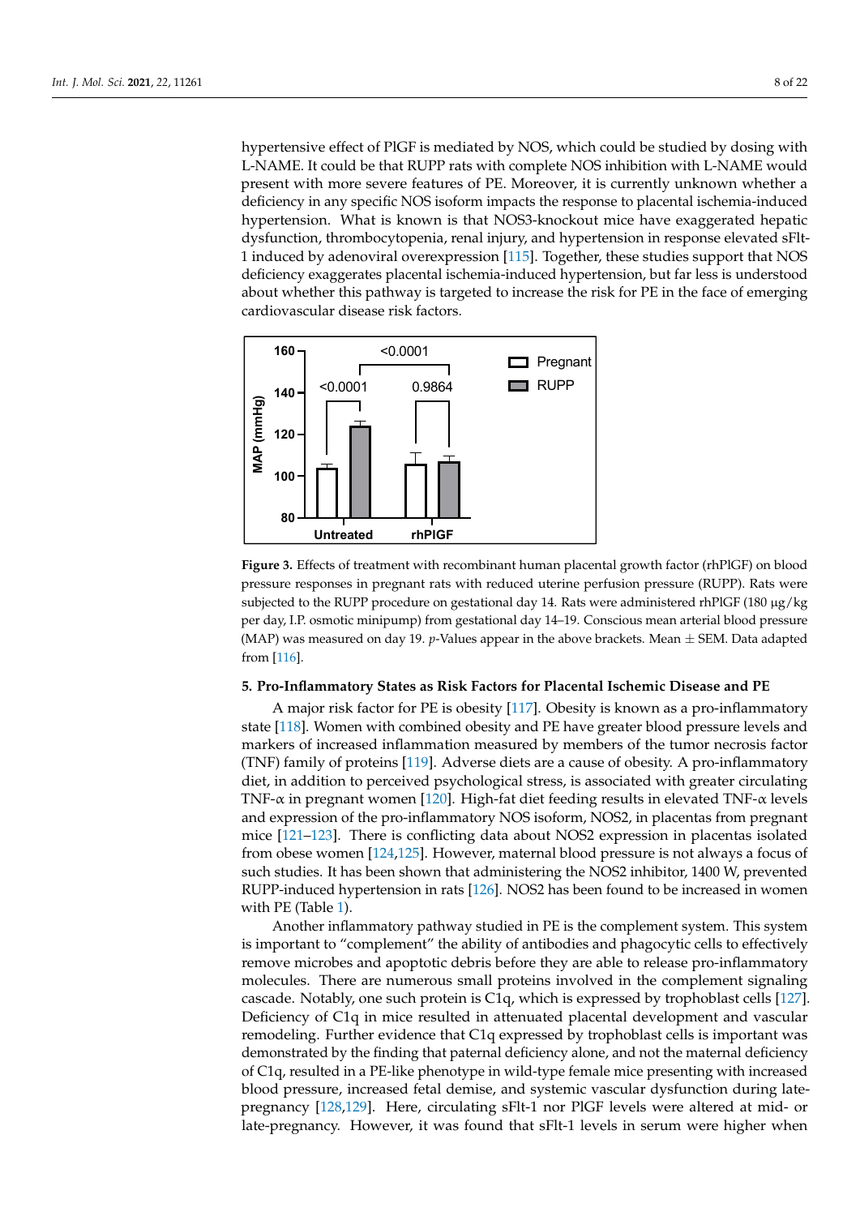hypertensive effect of PlGF is mediated by NOS, which could be studied by dosing with L-NAME. It could be that RUPP rats with complete NOS inhibition with L-NAME would present with more severe features of PE. Moreover, it is currently unknown whether a deficiency in any specific NOS isoform impacts the response to placental ischemia-induced hypertension. What is known is that NOS3-knockout mice have exaggerated hepatic dysfunction, thrombocytopenia, renal injury, and hypertension in response elevated sFlt-1 induced by adenoviral overexpression [115]. Together, these studies support that NOS deficiency exaggerates placental ischemia-induced hypertension, but far less is understood about whether this pathway is targeted to increase the risk for PE in the face of emerging cardiovascular disease risk factors.

**Figure 3.** Effects of treatment with recombinant human placental growth factor (rhPlGF) on blood pressure responses in pregnant rats with reduced uterine perfusion pressure (RUPP). Rats were subjected to the RUPP procedure on gestational day 14. Rats were administered rhPlGF (180 µg/kg per day, I.P. osmotic minipump) from gestational day 14–19. Conscious mean arterial blood pressure (MAP) was measured on day 19. *p*-Values appear in the above brackets. Mean ± SEM. Data adapted from [116].

## 5. Pro-Inflammatory States as Risk Factors for Placental Ischemic Disease and PE

A major risk factor for PE is obesity [117]. Obesity is known as a pro-inflammatory state [118]. Women with combined obesity and PE have greater blood pressure levels and markers of increased inflammation measured by members of the tumor necrosis factor (TNF) family of proteins [119]. Adverse diets are a cause of obesity. A pro-inflammatory diet, in addition to perceived psychological stress, is associated with greater circulating TNF-α in pregnant women [120]. High-fat diet feeding results in elevated TNF-α levels and expression of the pro-inflammatory NOS isoform, NOS2, in placentas from pregnant mice [121–123]. There is conflicting data about NOS2 expression in placentas isolated from obese women [124,125]. However, maternal blood pressure is not always a focus of such studies. It has been shown that administering the NOS2 inhibitor, 1400 W, prevented RUPP-induced hypertension in rats [126]. NOS2 has been found to be increased in women with PE (Table 1).

Another inflammatory pathway studied in PE is the complement system. This system is important to "complement" the ability of antibodies and phagocytic cells to effectively remove microbes and apoptotic debris before they are able to release pro-inflammatory molecules. There are numerous small proteins involved in the complement signaling cascade. Notably, one such protein is C1q, which is expressed by trophoblast cells [127]. Deficiency of C1q in mice resulted in attenuated placental development and vascular remodeling. Further evidence that C1q expressed by trophoblast cells is important was demonstrated by the finding that paternal deficiency alone, and not the maternal deficiency of C1q, resulted in a PE-like phenotype in wild-type female mice presenting with increased blood pressure, increased fetal demise, and systemic vascular dysfunction during late-pregnancy [128,129]. Here, circulating sFlt-1 nor PlGF levels were altered at mid- or late-pregnancy. However, it was found that sFlt-1 levels in serum were higher when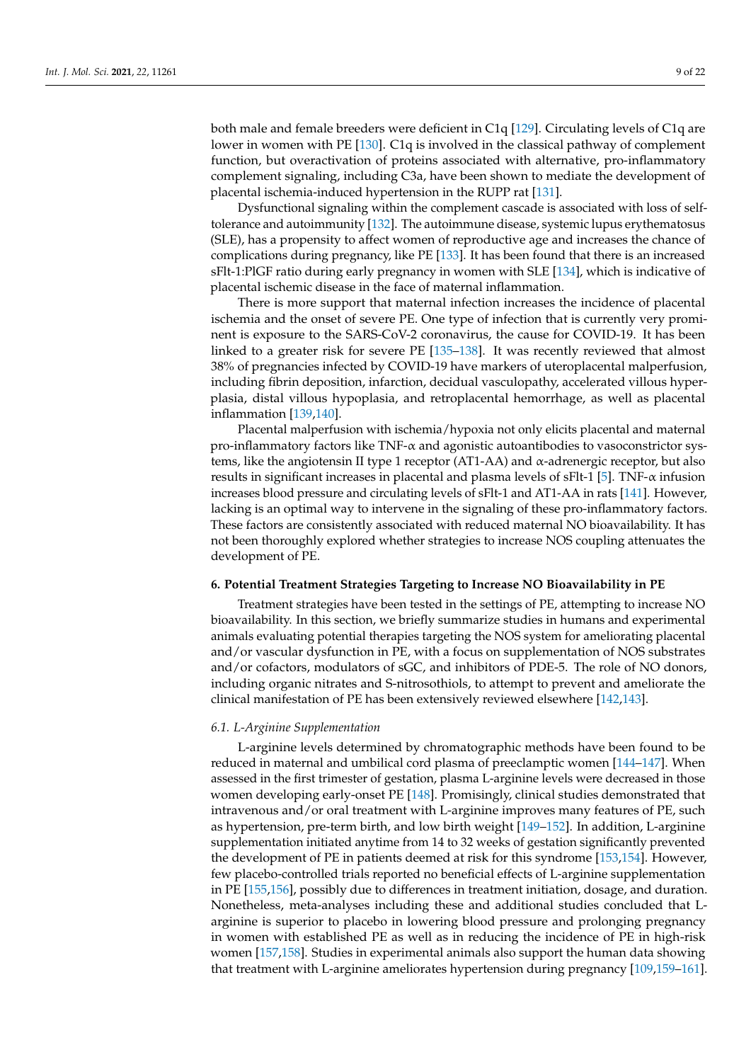both male and female breeders were deficient in C1q [129]. Circulating levels of C1q are lower in women with PE [130]. C1q is involved in the classical pathway of complement function, but overactivation of proteins associated with alternative, pro-inflammatory complement signaling, including C3a, have been shown to mediate the development of placental ischemia-induced hypertension in the RUPP rat [131].

Dysfunctional signaling within the complement cascade is associated with loss of self-tolerance and autoimmunity [132]. The autoimmune disease, systemic lupus erythematosus (SLE), has a propensity to affect women of reproductive age and increases the chance of complications during pregnancy, like PE [133]. It has been found that there is an increased sFlt-1:PlGF ratio during early pregnancy in women with SLE [134], which is indicative of placental ischemic disease in the face of maternal inflammation.

There is more support that maternal infection increases the incidence of placental ischemia and the onset of severe PE. One type of infection that is currently very prominent is exposure to the SARS-CoV-2 coronavirus, the cause for COVID-19. It has been linked to a greater risk for severe PE [135–138]. It was recently reviewed that almost 38% of pregnancies infected by COVID-19 have markers of uteroplacental malperfusion, including fibrin deposition, infarction, decidual vasculopathy, accelerated villous hyperplasia, distal villous hypoplasia, and retroplacental hemorrhage, as well as placental inflammation [139,140].

Placental malperfusion with ischemia/hypoxia not only elicits placental and maternal pro-inflammatory factors like TNF-α and agonistic autoantibodies to vasoconstrictor systems, like the angiotensin II type 1 receptor (AT1-AA) and α-adrenergic receptor, but also results in significant increases in placental and plasma levels of sFlt-1 [5]. TNF-α infusion increases blood pressure and circulating levels of sFlt-1 and AT1-AA in rats [141]. However, lacking is an optimal way to intervene in the signaling of these pro-inflammatory factors. These factors are consistently associated with reduced maternal NO bioavailability. It has not been thoroughly explored whether strategies to increase NOS coupling attenuates the development of PE.

## 6. Potential Treatment Strategies Targeting to Increase NO Bioavailability in PE

Treatment strategies have been tested in the settings of PE, attempting to increase NO bioavailability. In this section, we briefly summarize studies in humans and experimental animals evaluating potential therapies targeting the NOS system for ameliorating placental and/or vascular dysfunction in PE, with a focus on supplementation of NOS substrates and/or cofactors, modulators of sGC, and inhibitors of PDE-5. The role of NO donors, including organic nitrates and S-nitrosothiols, to attempt to prevent and ameliorate the clinical manifestation of PE has been extensively reviewed elsewhere [142,143].

### *6.1. L-Arginine Supplementation*

L-arginine levels determined by chromatographic methods have been found to be reduced in maternal and umbilical cord plasma of preeclamptic women [144–147]. When assessed in the first trimester of gestation, plasma L-arginine levels were decreased in those women developing early-onset PE [148]. Promisingly, clinical studies demonstrated that intravenous and/or oral treatment with L-arginine improves many features of PE, such as hypertension, pre-term birth, and low birth weight [149–152]. In addition, L-arginine supplementation initiated anytime from 14 to 32 weeks of gestation significantly prevented the development of PE in patients deemed at risk for this syndrome [153,154]. However, few placebo-controlled trials reported no beneficial effects of L-arginine supplementation in PE [155,156], possibly due to differences in treatment initiation, dosage, and duration. Nonetheless, meta-analyses including these and additional studies concluded that L-arginine is superior to placebo in lowering blood pressure and prolonging pregnancy in women with established PE as well as in reducing the incidence of PE in high-risk women [157,158]. Studies in experimental animals also support the human data showing that treatment with L-arginine ameliorates hypertension during pregnancy [109,159–161].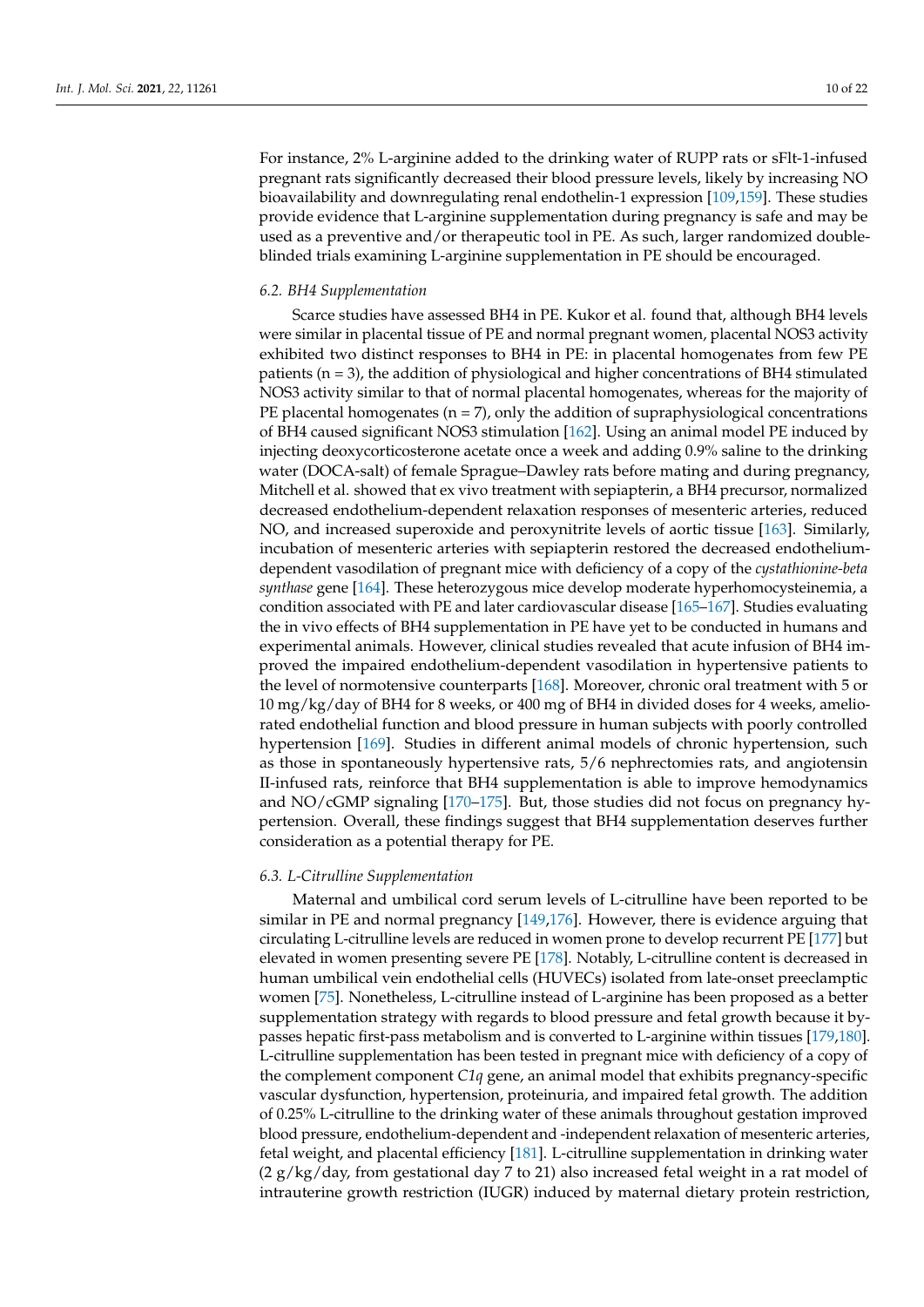For instance, 2% L-arginine added to the drinking water of RUPP rats or sFlt-1-infused pregnant rats significantly decreased their blood pressure levels, likely by increasing NO bioavailability and downregulating renal endothelin-1 expression [109,159]. These studies provide evidence that L-arginine supplementation during pregnancy is safe and may be used as a preventive and/or therapeutic tool in PE. As such, larger randomized double-blinded trials examining L-arginine supplementation in PE should be encouraged.

### *6.2. BH4 Supplementation*

Scarce studies have assessed BH4 in PE. Kukor et al. found that, although BH4 levels were similar in placental tissue of PE and normal pregnant women, placental NOS3 activity exhibited two distinct responses to BH4 in PE: in placental homogenates from few PE patients (n = 3), the addition of physiological and higher concentrations of BH4 stimulated NOS3 activity similar to that of normal placental homogenates, whereas for the majority of PE placental homogenates (n = 7), only the addition of supraphysiological concentrations of BH4 caused significant NOS3 stimulation [162]. Using an animal model PE induced by injecting deoxycorticosterone acetate once a week and adding 0.9% saline to the drinking water (DOCA-salt) of female Sprague–Dawley rats before mating and during pregnancy, Mitchell et al. showed that ex vivo treatment with sepiapterin, a BH4 precursor, normalized decreased endothelium-dependent relaxation responses of mesenteric arteries, reduced NO, and increased superoxide and peroxynitrite levels of aortic tissue [163]. Similarly, incubation of mesenteric arteries with sepiapterin restored the decreased endothelium-dependent vasodilation of pregnant mice with deficiency of a copy of the *cystathionine-beta synthase* gene [164]. These heterozygous mice develop moderate hyperhomocysteinemia, a condition associated with PE and later cardiovascular disease [165–167]. Studies evaluating the in vivo effects of BH4 supplementation in PE have yet to be conducted in humans and experimental animals. However, clinical studies revealed that acute infusion of BH4 improved the impaired endothelium-dependent vasodilation in hypertensive patients to the level of normotensive counterparts [168]. Moreover, chronic oral treatment with 5 or 10 mg/kg/day of BH4 for 8 weeks, or 400 mg of BH4 in divided doses for 4 weeks, ameliorated endothelial function and blood pressure in human subjects with poorly controlled hypertension [169]. Studies in different animal models of chronic hypertension, such as those in spontaneously hypertensive rats, 5/6 nephrectomies rats, and angiotensin II-infused rats, reinforce that BH4 supplementation is able to improve hemodynamics and NO/cGMP signaling [170–175]. But, those studies did not focus on pregnancy hypertension. Overall, these findings suggest that BH4 supplementation deserves further consideration as a potential therapy for PE.

### *6.3. L-Citrulline Supplementation*

Maternal and umbilical cord serum levels of L-citrulline have been reported to be similar in PE and normal pregnancy [149,176]. However, there is evidence arguing that circulating L-citrulline levels are reduced in women prone to develop recurrent PE [177] but elevated in women presenting severe PE [178]. Notably, L-citrulline content is decreased in human umbilical vein endothelial cells (HUVECs) isolated from late-onset preeclamptic women [75]. Nonetheless, L-citrulline instead of L-arginine has been proposed as a better supplementation strategy with regards to blood pressure and fetal growth because it bypasses hepatic first-pass metabolism and is converted to L-arginine within tissues [179,180]. L-citrulline supplementation has been tested in pregnant mice with deficiency of a copy of the complement component *C1q* gene, an animal model that exhibits pregnancy-specific vascular dysfunction, hypertension, proteinuria, and impaired fetal growth. The addition of 0.25% L-citrulline to the drinking water of these animals throughout gestation improved blood pressure, endothelium-dependent and -independent relaxation of mesenteric arteries, fetal weight, and placental efficiency [181]. L-citrulline supplementation in drinking water (2 g/kg/day, from gestational day 7 to 21) also increased fetal weight in a rat model of intrauterine growth restriction (IUGR) induced by maternal dietary protein restriction,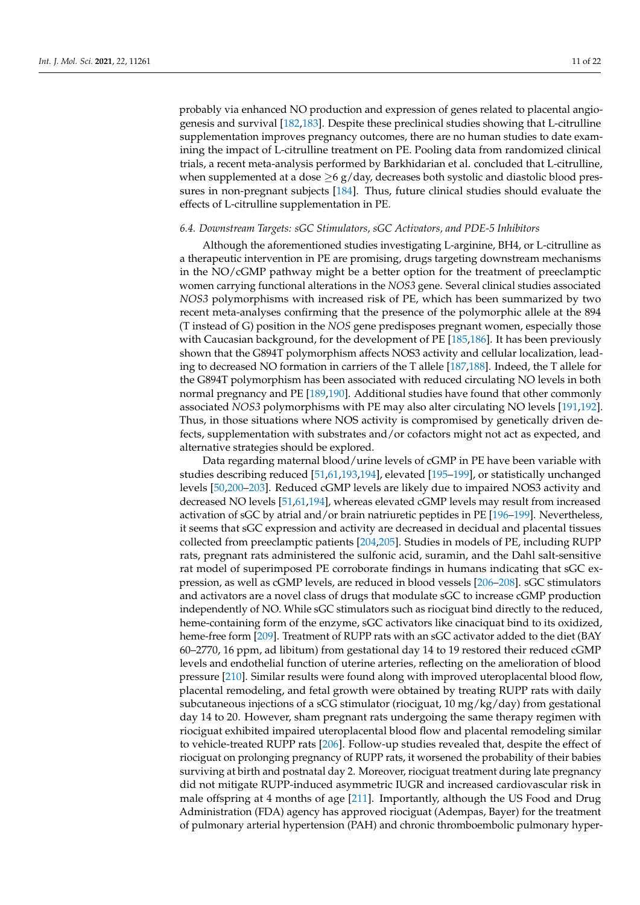probably via enhanced NO production and expression of genes related to placental angiogenesis and survival [182,183]. Despite these preclinical studies showing that L-citrulline supplementation improves pregnancy outcomes, there are no human studies to date examining the impact of L-citrulline treatment on PE. Pooling data from randomized clinical trials, a recent meta-analysis performed by Barkhidarian et al. concluded that L-citrulline, when supplemented at a dose $\geq$6 g/day, decreases both systolic and diastolic blood pressures in non-pregnant subjects [184]. Thus, future clinical studies should evaluate the effects of L-citrulline supplementation in PE.

### 6.4. Downstream Targets: sGC Stimulators, sGC Activators, and PDE-5 Inhibitors

Although the aforementioned studies investigating L-arginine, BH4, or L-citrulline as a therapeutic intervention in PE are promising, drugs targeting downstream mechanisms in the NO/cGMP pathway might be a better option for the treatment of preeclamptic women carrying functional alterations in the *NOS3* gene. Several clinical studies associated *NOS3* polymorphisms with increased risk of PE, which has been summarized by two recent meta-analyses confirming that the presence of the polymorphic allele at the 894 (T instead of G) position in the *NOS* gene predisposes pregnant women, especially those with Caucasian background, for the development of PE [185,186]. It has been previously shown that the G894T polymorphism affects NOS3 activity and cellular localization, leading to decreased NO formation in carriers of the T allele [187,188]. Indeed, the T allele for the G894T polymorphism has been associated with reduced circulating NO levels in both normal pregnancy and PE [189,190]. Additional studies have found that other commonly associated *NOS3* polymorphisms with PE may also alter circulating NO levels [191,192]. Thus, in those situations where NOS activity is compromised by genetically driven defects, supplementation with substrates and/or cofactors might not act as expected, and alternative strategies should be explored.

Data regarding maternal blood/urine levels of cGMP in PE have been variable with studies describing reduced [51,61,193,194], elevated [195–199], or statistically unchanged levels [50,200–203]. Reduced cGMP levels are likely due to impaired NOS3 activity and decreased NO levels [51,61,194], whereas elevated cGMP levels may result from increased activation of sGC by atrial and/or brain natriuretic peptides in PE [196–199]. Nevertheless, it seems that sGC expression and activity are decreased in decidual and placental tissues collected from preeclamptic patients [204,205]. Studies in models of PE, including RUPP rats, pregnant rats administered the sulfonic acid, suramin, and the Dahl salt-sensitive rat model of superimposed PE corroborate findings in humans indicating that sGC expression, as well as cGMP levels, are reduced in blood vessels [206–208]. sGC stimulators and activators are a novel class of drugs that modulate sGC to increase cGMP production independently of NO. While sGC stimulators such as riociguat bind directly to the reduced, heme-containing form of the enzyme, sGC activators like cinaciquat bind to its oxidized, heme-free form [209]. Treatment of RUPP rats with an sGC activator added to the diet (BAY 60–2770, 16 ppm, ad libitum) from gestational day 14 to 19 restored their reduced cGMP levels and endothelial function of uterine arteries, reflecting on the amelioration of blood pressure [210]. Similar results were found along with improved uteroplacental blood flow, placental remodeling, and fetal growth were obtained by treating RUPP rats with daily subcutaneous injections of a sCG stimulator (riociguat, 10 mg/kg/day) from gestational day 14 to 20. However, sham pregnant rats undergoing the same therapy regimen with riociguat exhibited impaired uteroplacental blood flow and placental remodeling similar to vehicle-treated RUPP rats [206]. Follow-up studies revealed that, despite the effect of riociguat on prolonging pregnancy of RUPP rats, it worsened the probability of their babies surviving at birth and postnatal day 2. Moreover, riociguat treatment during late pregnancy did not mitigate RUPP-induced asymmetric IUGR and increased cardiovascular risk in male offspring at 4 months of age [211]. Importantly, although the US Food and Drug Administration (FDA) agency has approved riociguat (Adempas, Bayer) for the treatment of pulmonary arterial hypertension (PAH) and chronic thromboembolic pulmonary hyper-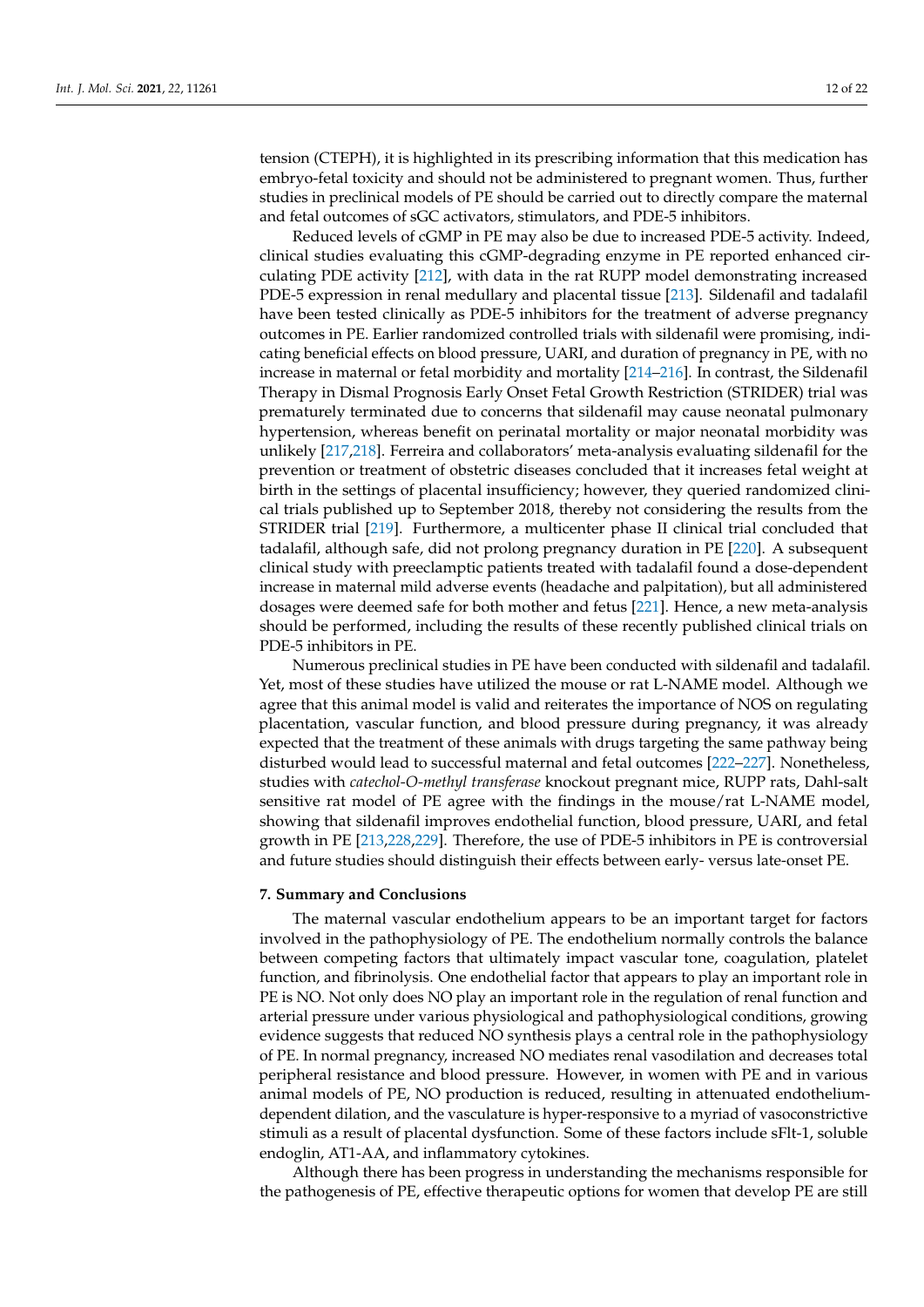tension (CTEPH), it is highlighted in its prescribing information that this medication has embryo-fetal toxicity and should not be administered to pregnant women. Thus, further studies in preclinical models of PE should be carried out to directly compare the maternal and fetal outcomes of sGC activators, stimulators, and PDE-5 inhibitors.

Reduced levels of cGMP in PE may also be due to increased PDE-5 activity. Indeed, clinical studies evaluating this cGMP-degrading enzyme in PE reported enhanced circulating PDE activity [212], with data in the rat RUPP model demonstrating increased PDE-5 expression in renal medullary and placental tissue [213]. Sildenafil and tadalafil have been tested clinically as PDE-5 inhibitors for the treatment of adverse pregnancy outcomes in PE. Earlier randomized controlled trials with sildenafil were promising, indicating beneficial effects on blood pressure, UARI, and duration of pregnancy in PE, with no increase in maternal or fetal morbidity and mortality [214–216]. In contrast, the Sildenafil Therapy in Dismal Prognosis Early Onset Fetal Growth Restriction (STRIDER) trial was prematurely terminated due to concerns that sildenafil may cause neonatal pulmonary hypertension, whereas benefit on perinatal mortality or major neonatal morbidity was unlikely [217,218]. Ferreira and collaborators' meta-analysis evaluating sildenafil for the prevention or treatment of obstetric diseases concluded that it increases fetal weight at birth in the settings of placental insufficiency; however, they queried randomized clinical trials published up to September 2018, thereby not considering the results from the STRIDER trial [219]. Furthermore, a multicenter phase II clinical trial concluded that tadalafil, although safe, did not prolong pregnancy duration in PE [220]. A subsequent clinical study with preeclamptic patients treated with tadalafil found a dose-dependent increase in maternal mild adverse events (headache and palpitation), but all administered dosages were deemed safe for both mother and fetus [221]. Hence, a new meta-analysis should be performed, including the results of these recently published clinical trials on PDE-5 inhibitors in PE.

Numerous preclinical studies in PE have been conducted with sildenafil and tadalafil. Yet, most of these studies have utilized the mouse or rat L-NAME model. Although we agree that this animal model is valid and reiterates the importance of NOS on regulating placentation, vascular function, and blood pressure during pregnancy, it was already expected that the treatment of these animals with drugs targeting the same pathway being disturbed would lead to successful maternal and fetal outcomes [222–227]. Nonetheless, studies with *catechol-O-methyl transferase* knockout pregnant mice, RUPP rats, Dahl-salt sensitive rat model of PE agree with the findings in the mouse/rat L-NAME model, showing that sildenafil improves endothelial function, blood pressure, UARI, and fetal growth in PE [213,228,229]. Therefore, the use of PDE-5 inhibitors in PE is controversial and future studies should distinguish their effects between early- versus late-onset PE.

## 7. Summary and Conclusions

The maternal vascular endothelium appears to be an important target for factors involved in the pathophysiology of PE. The endothelium normally controls the balance between competing factors that ultimately impact vascular tone, coagulation, platelet function, and fibrinolysis. One endothelial factor that appears to play an important role in PE is NO. Not only does NO play an important role in the regulation of renal function and arterial pressure under various physiological and pathophysiological conditions, growing evidence suggests that reduced NO synthesis plays a central role in the pathophysiology of PE. In normal pregnancy, increased NO mediates renal vasodilation and decreases total peripheral resistance and blood pressure. However, in women with PE and in various animal models of PE, NO production is reduced, resulting in attenuated endothelium-dependent dilation, and the vasculature is hyper-responsive to a myriad of vasoconstrictive stimuli as a result of placental dysfunction. Some of these factors include sFlt-1, soluble endoglin, AT1-AA, and inflammatory cytokines.

Although there has been progress in understanding the mechanisms responsible for the pathogenesis of PE, effective therapeutic options for women that develop PE are still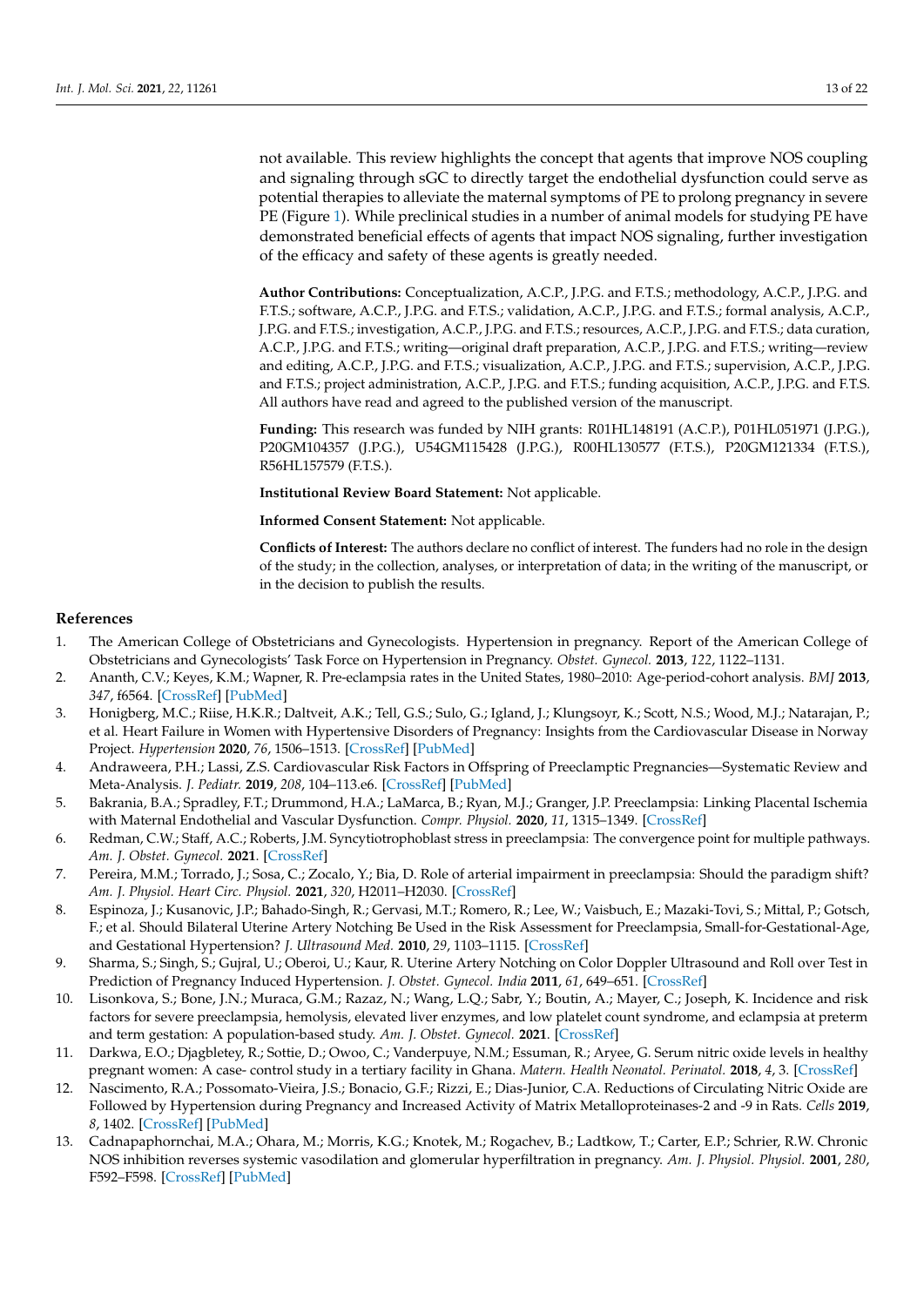not available. This review highlights the concept that agents that improve NOS coupling and signaling through sGC to directly target the endothelial dysfunction could serve as potential therapies to alleviate the maternal symptoms of PE to prolong pregnancy in severe PE (Figure 1). While preclinical studies in a number of animal models for studying PE have demonstrated beneficial effects of agents that impact NOS signaling, further investigation of the efficacy and safety of these agents is greatly needed.

**Author Contributions:** Conceptualization, A.C.P., J.P.G. and F.T.S.; methodology, A.C.P., J.P.G. and F.T.S.; software, A.C.P., J.P.G. and F.T.S.; validation, A.C.P., J.P.G. and F.T.S.; formal analysis, A.C.P., J.P.G. and F.T.S.; investigation, A.C.P., J.P.G. and F.T.S.; resources, A.C.P., J.P.G. and F.T.S.; data curation, A.C.P., J.P.G. and F.T.S.; writing—original draft preparation, A.C.P., J.P.G. and F.T.S.; writing—review and editing, A.C.P., J.P.G. and F.T.S.; visualization, A.C.P., J.P.G. and F.T.S.; supervision, A.C.P., J.P.G. and F.T.S.; project administration, A.C.P., J.P.G. and F.T.S.; funding acquisition, A.C.P., J.P.G. and F.T.S. All authors have read and agreed to the published version of the manuscript.

**Funding:** This research was funded by NIH grants: R01HL148191 (A.C.P.), P01HL051971 (J.P.G.), P20GM104357 (J.P.G.), U54GM115428 (J.P.G.), R00HL130577 (F.T.S.), P20GM121334 (F.T.S.), R56HL157579 (F.T.S.).

**Institutional Review Board Statement:** Not applicable.

**Informed Consent Statement:** Not applicable.

**Conflicts of Interest:** The authors declare no conflict of interest. The funders had no role in the design of the study; in the collection, analyses, or interpretation of data; in the writing of the manuscript, or in the decision to publish the results.

## References

1. The American College of Obstetricians and Gynecologists. Hypertension in pregnancy. Report of the American College of Obstetricians and Gynecologists' Task Force on Hypertension in Pregnancy. *Obstet. Gynecol.* **2013**, *122*, 1122–1131.
2. Ananth, C.V.; Keyes, K.M.; Wapner, R. Pre-eclampsia rates in the United States, 1980–2010: Age-period-cohort analysis. *BMJ* **2013**, *347*, f6564. [CrossRef] [PubMed]
3. Honigberg, M.C.; Riise, H.K.R.; Daltveit, A.K.; Tell, G.S.; Sulo, G.; Igland, J.; Klungsoyr, K.; Scott, N.S.; Wood, M.J.; Natarajan, P.; et al. Heart Failure in Women with Hypertensive Disorders of Pregnancy: Insights from the Cardiovascular Disease in Norway Project. *Hypertension* **2020**, *76*, 1506–1513. [CrossRef] [PubMed]
4. Andraweera, P.H.; Lassi, Z.S. Cardiovascular Risk Factors in Offspring of Preeclamptic Pregnancies—Systematic Review and Meta-Analysis. *J. Pediatr.* **2019**, *208*, 104–113.e6. [CrossRef] [PubMed]
5. Bakrania, B.A.; Spradley, F.T.; Drummond, H.A.; LaMarca, B.; Ryan, M.J.; Granger, J.P. Preeclampsia: Linking Placental Ischemia with Maternal Endothelial and Vascular Dysfunction. *Compr. Physiol.* **2020**, *11*, 1315–1349. [CrossRef]
6. Redman, C.W.; Staff, A.C.; Roberts, J.M. Syncytiotrophoblast stress in preeclampsia: The convergence point for multiple pathways. *Am. J. Obstet. Gynecol.* **2021**. [CrossRef]
7. Pereira, M.M.; Torrado, J.; Sosa, C.; Zocalo, Y.; Bia, D. Role of arterial impairment in preeclampsia: Should the paradigm shift? *Am. J. Physiol. Heart Circ. Physiol.* **2021**, *320*, H2011–H2030. [CrossRef]
8. Espinoza, J.; Kusanovic, J.P.; Bahado-Singh, R.; Gervasi, M.T.; Romero, R.; Lee, W.; Vaisbuch, E.; Mazaki-Tovi, S.; Mittal, P.; Gotsch, F.; et al. Should Bilateral Uterine Artery Notching Be Used in the Risk Assessment for Preeclampsia, Small-for-Gestational-Age, and Gestational Hypertension? *J. Ultrasound Med.* **2010**, *29*, 1103–1115. [CrossRef]
9. Sharma, S.; Singh, S.; Gujral, U.; Oberoi, U.; Kaur, R. Uterine Artery Notching on Color Doppler Ultrasound and Roll over Test in Prediction of Pregnancy Induced Hypertension. *J. Obstet. Gynecol. India* **2011**, *61*, 649–651. [CrossRef]
10. Lisonkova, S.; Bone, J.N.; Muraca, G.M.; Razaz, N.; Wang, L.Q.; Sabr, Y.; Boutin, A.; Mayer, C.; Joseph, K. Incidence and risk factors for severe preeclampsia, hemolysis, elevated liver enzymes, and low platelet count syndrome, and eclampsia at preterm and term gestation: A population-based study. *Am. J. Obstet. Gynecol.* **2021**. [CrossRef]
11. Darkwa, E.O.; Djagbletey, R.; Sottie, D.; Owoo, C.; Vanderpuye, N.M.; Essuman, R.; Aryee, G. Serum nitric oxide levels in healthy pregnant women: A case- control study in a tertiary facility in Ghana. *Matern. Health Neonatol. Perinatol.* **2018**, *4*, 3. [CrossRef]
12. Nascimento, R.A.; Possomato-Vieira, J.S.; Bonacio, G.F.; Rizzi, E.; Dias-Junior, C.A. Reductions of Circulating Nitric Oxide are Followed by Hypertension during Pregnancy and Increased Activity of Matrix Metalloproteinases-2 and -9 in Rats. *Cells* **2019**, *8*, 1402. [CrossRef] [PubMed]
13. Cadnapaphornchai, M.A.; Ohara, M.; Morris, K.G.; Knotek, M.; Rogachev, B.; Ladtkow, T.; Carter, E.P.; Schrier, R.W. Chronic NOS inhibition reverses systemic vasodilation and glomerular hyperfiltration in pregnancy. *Am. J. Physiol. Physiol.* **2001**, *280*, F592–F598. [CrossRef] [PubMed]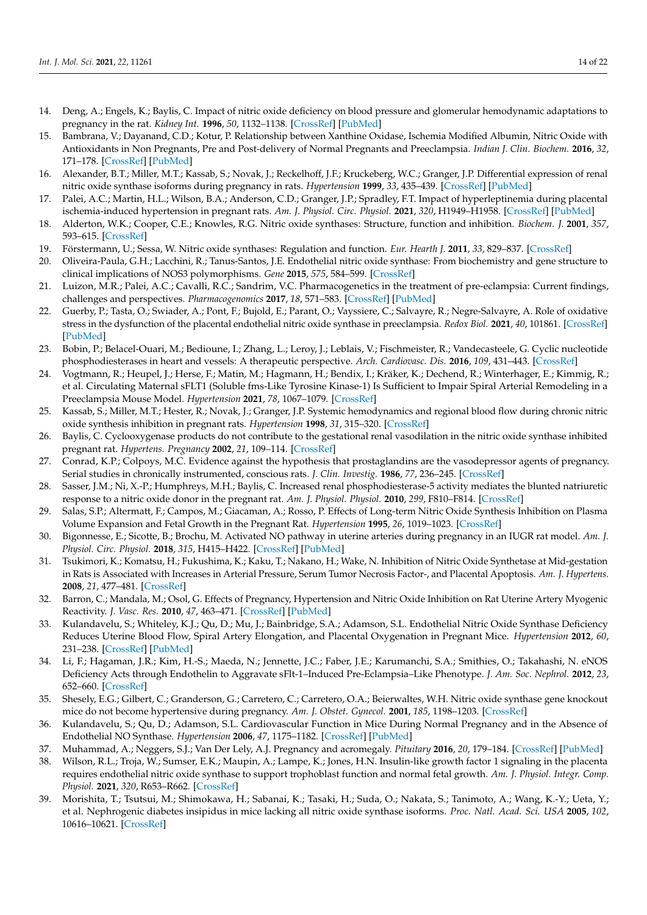14. Deng, A.; Engels, K.; Baylis, C. Impact of nitric oxide deficiency on blood pressure and glomerular hemodynamic adaptations to pregnancy in the rat. *Kidney Int.* **1996**, *50*, 1132–1138. [CrossRef] [PubMed]
15. Bambrana, V.; Dayanand, C.D.; Kotur, P. Relationship between Xanthine Oxidase, Ischemia Modified Albumin, Nitric Oxide with Antioxidants in Non Pregnants, Pre and Post-delivery of Normal Pregnants and Preeclampsia. *Indian J. Clin. Biochem.* **2016**, *32*, 171–178. [CrossRef] [PubMed]
16. Alexander, B.T.; Miller, M.T.; Kassab, S.; Novak, J.; Reckelhoff, J.F.; Kruckeberg, W.C.; Granger, J.P. Differential expression of renal nitric oxide synthase isoforms during pregnancy in rats. *Hypertension* **1999**, *33*, 435–439. [CrossRef] [PubMed]
17. Palei, A.C.; Martin, H.L.; Wilson, B.A.; Anderson, C.D.; Granger, J.P.; Spradley, F.T. Impact of hyperleptinemia during placental ischemia-induced hypertension in pregnant rats. *Am. J. Physiol. Circ. Physiol.* **2021**, *320*, H1949–H1958. [CrossRef] [PubMed]
18. Alderton, W.K.; Cooper, C.E.; Knowles, R.G. Nitric oxide synthases: Structure, function and inhibition. *Biochem. J.* **2001**, *357*, 593–615. [CrossRef]
19. Förstermann, U.; Sessa, W. Nitric oxide synthases: Regulation and function. *Eur. Hearth J.* **2011**, *33*, 829–837. [CrossRef]
20. Oliveira-Paula, G.H.; Lacchini, R.; Tanus-Santos, J.E. Endothelial nitric oxide synthase: From biochemistry and gene structure to clinical implications of NOS3 polymorphisms. *Gene* **2015**, *575*, 584–599. [CrossRef]
21. Luizon, M.R.; Palei, A.C.; Cavalli, R.C.; Sandrim, V.C. Pharmacogenetics in the treatment of pre-eclampsia: Current findings, challenges and perspectives. *Pharmacogenomics* **2017**, *18*, 571–583. [CrossRef] [PubMed]
22. Guerby, P.; Tasta, O.; Swiader, A.; Pont, F.; Bujold, E.; Parant, O.; Vayssiere, C.; Salvayre, R.; Negre-Salvayre, A. Role of oxidative stress in the dysfunction of the placental endothelial nitric oxide synthase in preeclampsia. *Redox Biol.* **2021**, *40*, 101861. [CrossRef] [PubMed]
23. Bobin, P.; Belacel-Ouari, M.; Bedioune, I.; Zhang, L.; Leroy, J.; Leblais, V.; Fischmeister, R.; Vandecasteele, G. Cyclic nucleotide phosphodiesterases in heart and vessels: A therapeutic perspective. *Arch. Cardiovasc. Dis.* **2016**, *109*, 431–443. [CrossRef]
24. Vogtmann, R.; Heupel, J.; Herse, F.; Matin, M.; Hagmann, H.; Bendix, I.; Kräker, K.; Dechend, R.; Winterhager, E.; Kimmig, R.; et al. Circulating Maternal sFLT1 (Soluble fms-Like Tyrosine Kinase-1) Is Sufficient to Impair Spiral Arterial Remodeling in a Preeclampsia Mouse Model. *Hypertension* **2021**, *78*, 1067–1079. [CrossRef]
25. Kassab, S.; Miller, M.T.; Hester, R.; Novak, J.; Granger, J.P. Systemic hemodynamics and regional blood flow during chronic nitric oxide synthesis inhibition in pregnant rats. *Hypertension* **1998**, *31*, 315–320. [CrossRef]
26. Baylis, C. Cyclooxygenase products do not contribute to the gestational renal vasodilation in the nitric oxide synthase inhibited pregnant rat. *Hypertens. Pregnancy* **2002**, *21*, 109–114. [CrossRef]
27. Conrad, K.P.; Colpoys, M.C. Evidence against the hypothesis that prostaglandins are the vasodepressor agents of pregnancy. Serial studies in chronically instrumented, conscious rats. *J. Clin. Investig.* **1986**, *77*, 236–245. [CrossRef]
28. Sasser, J.M.; Ni, X.-P.; Humphreys, M.H.; Baylis, C. Increased renal phosphodiesterase-5 activity mediates the blunted natriuretic response to a nitric oxide donor in the pregnant rat. *Am. J. Physiol. Physiol.* **2010**, *299*, F810–F814. [CrossRef]
29. Salas, S.P.; Altermatt, F.; Campos, M.; Giacaman, A.; Rosso, P. Effects of Long-term Nitric Oxide Synthesis Inhibition on Plasma Volume Expansion and Fetal Growth in the Pregnant Rat. *Hypertension* **1995**, *26*, 1019–1023. [CrossRef]
30. Bigonnesse, E.; Sicotte, B.; Brochu, M. Activated NO pathway in uterine arteries during pregnancy in an IUGR rat model. *Am. J. Physiol. Circ. Physiol.* **2018**, *315*, H415–H422. [CrossRef] [PubMed]
31. Tsukimori, K.; Komatsu, H.; Fukushima, K.; Kaku, T.; Nakano, H.; Wake, N. Inhibition of Nitric Oxide Synthetase at Mid-gestation in Rats is Associated with Increases in Arterial Pressure, Serum Tumor Necrosis Factor-, and Placental Apoptosis. *Am. J. Hypertens.* **2008**, *21*, 477–481. [CrossRef]
32. Barron, C.; Mandala, M.; Osol, G. Effects of Pregnancy, Hypertension and Nitric Oxide Inhibition on Rat Uterine Artery Myogenic Reactivity. *J. Vasc. Res.* **2010**, *47*, 463–471. [CrossRef] [PubMed]
33. Kulandavelu, S.; Whiteley, K.J.; Qu, D.; Mu, J.; Bainbridge, S.A.; Adamson, S.L. Endothelial Nitric Oxide Synthase Deficiency Reduces Uterine Blood Flow, Spiral Artery Elongation, and Placental Oxygenation in Pregnant Mice. *Hypertension* **2012**, *60*, 231–238. [CrossRef] [PubMed]
34. Li, F.; Hagaman, J.R.; Kim, H.-S.; Maeda, N.; Jennette, J.C.; Faber, J.E.; Karumanchi, S.A.; Smithies, O.; Takahashi, N. eNOS Deficiency Acts through Endothelin to Aggravate sFlt-1–Induced Pre-Eclampsia–Like Phenotype. *J. Am. Soc. Nephrol.* **2012**, *23*, 652–660. [CrossRef]
35. Shesely, E.G.; Gilbert, C.; Granderson, G.; Carretero, C.; Carretero, O.A.; Beierwaltes, W.H. Nitric oxide synthase gene knockout mice do not become hypertensive during pregnancy. *Am. J. Obstet. Gynecol.* **2001**, *185*, 1198–1203. [CrossRef]
36. Kulandavelu, S.; Qu, D.; Adamson, S.L. Cardiovascular Function in Mice During Normal Pregnancy and in the Absence of Endothelial NO Synthase. *Hypertension* **2006**, *47*, 1175–1182. [CrossRef] [PubMed]
37. Muhammad, A.; Neggers, S.J.; Van Der Lely, A.J. Pregnancy and acromegaly. *Pituitary* **2016**, *20*, 179–184. [CrossRef] [PubMed]
38. Wilson, R.L.; Troja, W.; Sumser, E.K.; Maupin, A.; Lampe, K.; Jones, H.N. Insulin-like growth factor 1 signaling in the placenta requires endothelial nitric oxide synthase to support trophoblast function and normal fetal growth. *Am. J. Physiol. Integr. Comp. Physiol.* **2021**, *320*, R653–R662. [CrossRef]
39. Morishita, T.; Tsutsui, M.; Shimokawa, H.; Sabanai, K.; Tasaki, H.; Suda, O.; Nakata, S.; Tanimoto, A.; Wang, K.-Y.; Ueta, Y.; et al. Nephrogenic diabetes insipidus in mice lacking all nitric oxide synthase isoforms. *Proc. Natl. Acad. Sci. USA* **2005**, *102*, 10616–10621. [CrossRef]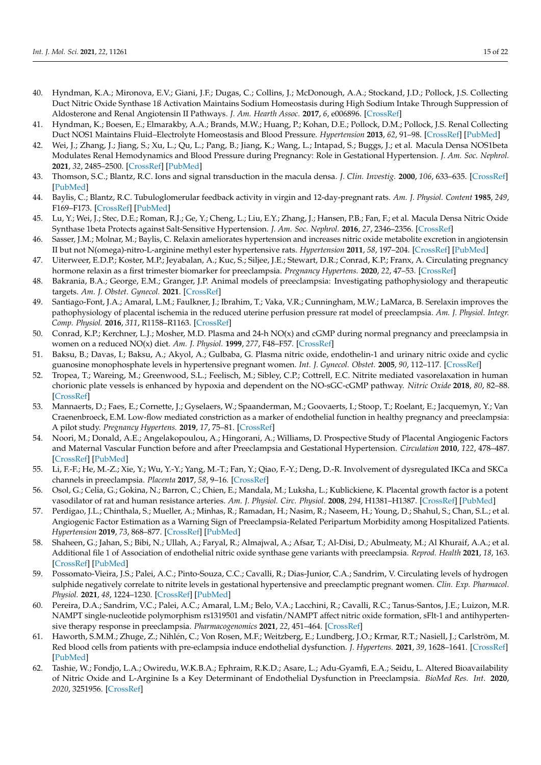40. Hyndman, K.A.; Mironova, E.V.; Giani, J.F.; Dugas, C.; Collins, J.; McDonough, A.A.; Stockand, J.D.; Pollock, J.S. Collecting Duct Nitric Oxide Synthase 1ß Activation Maintains Sodium Homeostasis during High Sodium Intake Through Suppression of Aldosterone and Renal Angiotensin II Pathways. *J. Am. Hearth Assoc.* **2017**, *6*, e006896. [CrossRef]
41. Hyndman, K.; Boesen, E.; Elmarakby, A.A.; Brands, M.W.; Huang, P.; Kohan, D.E.; Pollock, D.M.; Pollock, J.S. Renal Collecting Duct NOS1 Maintains Fluid–Electrolyte Homeostasis and Blood Pressure. *Hypertension* **2013**, *62*, 91–98. [CrossRef] [PubMed]
42. Wei, J.; Zhang, J.; Jiang, S.; Xu, L.; Qu, L.; Pang, B.; Jiang, K.; Wang, L.; Intapad, S.; Buggs, J.; et al. Macula Densa NOS1beta Modulates Renal Hemodynamics and Blood Pressure during Pregnancy: Role in Gestational Hypertension. *J. Am. Soc. Nephrol.* **2021**, *32*, 2485–2500. [CrossRef] [PubMed]
43. Thomson, S.C.; Blantz, R.C. Ions and signal transduction in the macula densa. *J. Clin. Investig.* **2000**, *106*, 633–635. [CrossRef] [PubMed]
44. Baylis, C.; Blantz, R.C. Tubuloglomerular feedback activity in virgin and 12-day-pregnant rats. *Am. J. Physiol. Content* **1985**, *249*, F169–F173. [CrossRef] [PubMed]
45. Lu, Y.; Wei, J.; Stec, D.E.; Roman, R.J.; Ge, Y.; Cheng, L.; Liu, E.Y.; Zhang, J.; Hansen, P.B.; Fan, F.; et al. Macula Densa Nitric Oxide Synthase 1beta Protects against Salt-Sensitive Hypertension. *J. Am. Soc. Nephrol.* **2016**, *27*, 2346–2356. [CrossRef]
46. Sasser, J.M.; Molnar, M.; Baylis, C. Relaxin ameliorates hypertension and increases nitric oxide metabolite excretion in angiotensin II but not N(omega)-nitro-L-arginine methyl ester hypertensive rats. *Hypertension* **2011**, *58*, 197–204. [CrossRef] [PubMed]
47. Uiterweer, E.D.P.; Koster, M.P.; Jeyabalan, A.; Kuc, S.; Siljee, J.E.; Stewart, D.R.; Conrad, K.P.; Franx, A. Circulating pregnancy hormone relaxin as a first trimester biomarker for preeclampsia. *Pregnancy Hypertens.* **2020**, *22*, 47–53. [CrossRef]
48. Bakrania, B.A.; George, E.M.; Granger, J.P. Animal models of preeclampsia: Investigating pathophysiology and therapeutic targets. *Am. J. Obstet. Gynecol.* **2021**. [CrossRef]
49. Santiago-Font, J.A.; Amaral, L.M.; Faulkner, J.; Ibrahim, T.; Vaka, V.R.; Cunningham, M.W.; LaMarca, B. Serelaxin improves the pathophysiology of placental ischemia in the reduced uterine perfusion pressure rat model of preeclampsia. *Am. J. Physiol. Integr. Comp. Physiol.* **2016**, *311*, R1158–R1163. [CrossRef]
50. Conrad, K.P.; Kerchner, L.J.; Mosher, M.D. Plasma and 24-h NO(x) and cGMP during normal pregnancy and preeclampsia in women on a reduced NO(x) diet. *Am. J. Physiol.* **1999**, *277*, F48–F57. [CrossRef]
51. Baksu, B.; Davas, I.; Baksu, A.; Akyol, A.; Gulbaba, G. Plasma nitric oxide, endothelin-1 and urinary nitric oxide and cyclic guanosine monophosphate levels in hypertensive pregnant women. *Int. J. Gynecol. Obstet.* **2005**, *90*, 112–117. [CrossRef]
52. Tropea, T.; Wareing, M.; Greenwood, S.L.; Feelisch, M.; Sibley, C.P.; Cottrell, E.C. Nitrite mediated vasorelaxation in human chorionic plate vessels is enhanced by hypoxia and dependent on the NO-sGC-cGMP pathway. *Nitric Oxide* **2018**, *80*, 82–88. [CrossRef]
53. Mannaerts, D.; Faes, E.; Cornette, J.; Gyselaers, W.; Spaanderman, M.; Goovaerts, I.; Stoop, T.; Roelant, E.; Jacquemyn, Y.; Van Craenenbroeck, E.M. Low-flow mediated constriction as a marker of endothelial function in healthy pregnancy and preeclampsia: A pilot study. *Pregnancy Hypertens.* **2019**, *17*, 75–81. [CrossRef]
54. Noori, M.; Donald, A.E.; Angelakopoulou, A.; Hingorani, A.; Williams, D. Prospective Study of Placental Angiogenic Factors and Maternal Vascular Function before and after Preeclampsia and Gestational Hypertension. *Circulation* **2010**, *122*, 478–487. [CrossRef] [PubMed]
55. Li, F.-F.; He, M.-Z.; Xie, Y.; Wu, Y.-Y.; Yang, M.-T.; Fan, Y.; Qiao, F.-Y.; Deng, D.-R. Involvement of dysregulated IKCa and SKCa channels in preeclampsia. *Placenta* **2017**, *58*, 9–16. [CrossRef]
56. Osol, G.; Celia, G.; Gokina, N.; Barron, C.; Chien, E.; Mandala, M.; Luksha, L.; Kublickiene, K. Placental growth factor is a potent vasodilator of rat and human resistance arteries. *Am. J. Physiol. Circ. Physiol.* **2008**, *294*, H1381–H1387. [CrossRef] [PubMed]
57. Perdigao, J.L.; Chinthala, S.; Mueller, A.; Minhas, R.; Ramadan, H.; Nasim, R.; Naseem, H.; Young, D.; Shahul, S.; Chan, S.L.; et al. Angiogenic Factor Estimation as a Warning Sign of Preeclampsia-Related Peripartum Morbidity among Hospitalized Patients. *Hypertension* **2019**, *73*, 868–877. [CrossRef] [PubMed]
58. Shaheen, G.; Jahan, S.; Bibi, N.; Ullah, A.; Faryal, R.; Almajwal, A.; Afsar, T.; Al-Disi, D.; Abulmeaty, M.; Al Khuraif, A.A.; et al. Additional file 1 of Association of endothelial nitric oxide synthase gene variants with preeclampsia. *Reprod. Health* **2021**, *18*, 163. [CrossRef] [PubMed]
59. Possomato-Vieira, J.S.; Palei, A.C.; Pinto-Souza, C.C.; Cavalli, R.; Dias-Junior, C.A.; Sandrim, V. Circulating levels of hydrogen sulphide negatively correlate to nitrite levels in gestational hypertensive and preeclamptic pregnant women. *Clin. Exp. Pharmacol. Physiol.* **2021**, *48*, 1224–1230. [CrossRef] [PubMed]
60. Pereira, D.A.; Sandrim, V.C.; Palei, A.C.; Amaral, L.M.; Belo, V.A.; Lacchini, R.; Cavalli, R.C.; Tanus-Santos, J.E.; Luizon, M.R. NAMPT single-nucleotide polymorphism rs1319501 and visfatin/NAMPT affect nitric oxide formation, sFlt-1 and antihypertensive therapy response in preeclampsia. *Pharmacogenomics* **2021**, *22*, 451–464. [CrossRef]
61. Haworth, S.M.M.; Zhuge, Z.; Nihlén, C.; Von Rosen, M.F.; Weitzberg, E.; Lundberg, J.O.; Krmar, R.T.; Nasiell, J.; Carlström, M. Red blood cells from patients with pre-eclampsia induce endothelial dysfunction. *J. Hypertens.* **2021**, *39*, 1628–1641. [CrossRef] [PubMed]
62. Tashie, W.; Fondjo, L.A.; Owiredu, W.K.B.A.; Ephraim, R.K.D.; Asare, L.; Adu-Gyamfi, E.A.; Seidu, L. Altered Bioavailability of Nitric Oxide and L-Arginine Is a Key Determinant of Endothelial Dysfunction in Preeclampsia. *BioMed Res. Int.* **2020**, *2020*, 3251956. [CrossRef]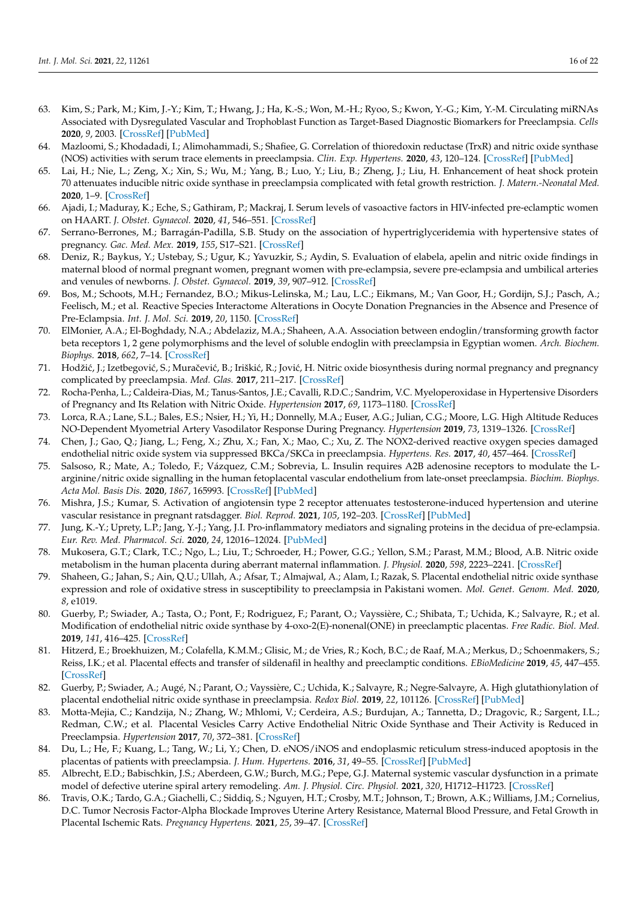63. Kim, S.; Park, M.; Kim, J.-Y.; Kim, T.; Hwang, J.; Ha, K.-S.; Won, M.-H.; Ryoo, S.; Kwon, Y.-G.; Kim, Y.-M. Circulating miRNAs Associated with Dysregulated Vascular and Trophoblast Function as Target-Based Diagnostic Biomarkers for Preeclampsia. *Cells* **2020**, *9*, 2003. [CrossRef] [PubMed]
64. Mazloomi, S.; Khodadadi, I.; Alimohammadi, S.; Shafiee, G. Correlation of thioredoxin reductase (TrxR) and nitric oxide synthase (NOS) activities with serum trace elements in preeclampsia. *Clin. Exp. Hypertens.* **2020**, *43*, 120–124. [CrossRef] [PubMed]
65. Lai, H.; Nie, L.; Zeng, X.; Xin, S.; Wu, M.; Yang, B.; Luo, Y.; Liu, B.; Zheng, J.; Liu, H. Enhancement of heat shock protein 70 attenuates inducible nitric oxide synthase in preeclampsia complicated with fetal growth restriction. *J. Matern.-Neonatal Med.* **2020**, 1–9. [CrossRef]
66. Ajadi, I.; Maduray, K.; Eche, S.; Gathiram, P.; Mackraj, I. Serum levels of vasoactive factors in HIV-infected pre-eclamptic women on HAART. *J. Obstet. Gynaecol.* **2020**, *41*, 546–551. [CrossRef]
67. Serrano-Berrones, M.; Barragán-Padilla, S.B. Study on the association of hypertriglyceridemia with hypertensive states of pregnancy. *Gac. Med. Mex.* **2019**, *155*, S17–S21. [CrossRef]
68. Deniz, R.; Baykus, Y.; Ustebay, S.; Ugur, K.; Yavuzkir, S.; Aydin, S. Evaluation of elabela, apelin and nitric oxide findings in maternal blood of normal pregnant women, pregnant women with pre-eclampsia, severe pre-eclampsia and umbilical arteries and venules of newborns. *J. Obstet. Gynaecol.* **2019**, *39*, 907–912. [CrossRef]
69. Bos, M.; Schoots, M.H.; Fernandez, B.O.; Mikus-Lelinska, M.; Lau, L.C.; Eikmans, M.; Van Goor, H.; Gordijn, S.J.; Pasch, A.; Feelisch, M.; et al. Reactive Species Interactome Alterations in Oocyte Donation Pregnancies in the Absence and Presence of Pre-Eclampsia. *Int. J. Mol. Sci.* **2019**, *20*, 1150. [CrossRef]
70. ElMonier, A.A.; El-Boghdady, N.A.; Abdelaziz, M.A.; Shaheen, A.A. Association between endoglin/transforming growth factor beta receptors 1, 2 gene polymorphisms and the level of soluble endoglin with preeclampsia in Egyptian women. *Arch. Biochem. Biophys.* **2018**, *662*, 7–14. [CrossRef]
71. Hodžić, J.; Izetbegović, S.; Muračević, B.; Iriškić, R.; Jović, H. Nitric oxide biosynthesis during normal pregnancy and pregnancy complicated by preeclampsia. *Med. Glas.* **2017**, 211–217. [CrossRef]
72. Rocha-Penha, L.; Caldeira-Dias, M.; Tanus-Santos, J.E.; Cavalli, R.D.C.; Sandrim, V.C. Myeloperoxidase in Hypertensive Disorders of Pregnancy and Its Relation with Nitric Oxide. *Hypertension* **2017**, *69*, 1173–1180. [CrossRef]
73. Lorca, R.A.; Lane, S.L.; Bales, E.S.; Nsier, H.; Yi, H.; Donnelly, M.A.; Euser, A.G.; Julian, C.G.; Moore, L.G. High Altitude Reduces NO-Dependent Myometrial Artery Vasodilator Response During Pregnancy. *Hypertension* **2019**, *73*, 1319–1326. [CrossRef]
74. Chen, J.; Gao, Q.; Jiang, L.; Feng, X.; Zhu, X.; Fan, X.; Mao, C.; Xu, Z. The NOX2-derived reactive oxygen species damaged endothelial nitric oxide system via suppressed BKCa/SKCa in preeclampsia. *Hypertens. Res.* **2017**, *40*, 457–464. [CrossRef]
75. Salsoso, R.; Mate, A.; Toledo, F.; Vázquez, C.M.; Sobrevia, L. Insulin requires A2B adenosine receptors to modulate the L-arginine/nitric oxide signalling in the human fetoplacental vascular endothelium from late-onset preeclampsia. *Biochim. Biophys. Acta Mol. Basis Dis.* **2020**, *1867*, 165993. [CrossRef] [PubMed]
76. Mishra, J.S.; Kumar, S. Activation of angiotensin type 2 receptor attenuates testosterone-induced hypertension and uterine vascular resistance in pregnant ratsdagger. *Biol. Reprod.* **2021**, *105*, 192–203. [CrossRef] [PubMed]
77. Jung, K.-Y.; Uprety, L.P.; Jang, Y.-J.; Yang, J.I. Pro-inflammatory mediators and signaling proteins in the decidua of pre-eclampsia. *Eur. Rev. Med. Pharmacol. Sci.* **2020**, *24*, 12016–12024. [PubMed]
78. Mukosera, G.T.; Clark, T.C.; Ngo, L.; Liu, T.; Schroeder, H.; Power, G.G.; Yellon, S.M.; Parast, M.M.; Blood, A.B. Nitric oxide metabolism in the human placenta during aberrant maternal inflammation. *J. Physiol.* **2020**, *598*, 2223–2241. [CrossRef]
79. Shaheen, G.; Jahan, S.; Ain, Q.U.; Ullah, A.; Afsar, T.; Almajwal, A.; Alam, I.; Razak, S. Placental endothelial nitric oxide synthase expression and role of oxidative stress in susceptibility to preeclampsia in Pakistani women. *Mol. Genet. Genom. Med.* **2020**, *8*, e1019.
80. Guerby, P.; Swiader, A.; Tasta, O.; Pont, F.; Rodriguez, F.; Parant, O.; Vayssière, C.; Shibata, T.; Uchida, K.; Salvayre, R.; et al. Modification of endothelial nitric oxide synthase by 4-oxo-2(E)-nonenal(ONE) in preeclamptic placentas. *Free Radic. Biol. Med.* **2019**, *141*, 416–425. [CrossRef]
81. Hitzerd, E.; Broekhuizen, M.; Colafella, K.M.M.; Glisic, M.; de Vries, R.; Koch, B.C.; de Raaf, M.A.; Merkus, D.; Schoenmakers, S.; Reiss, I.K.; et al. Placental effects and transfer of sildenafil in healthy and preeclamptic conditions. *EBioMedicine* **2019**, *45*, 447–455. [CrossRef]
82. Guerby, P.; Swiader, A.; Augé, N.; Parant, O.; Vayssière, C.; Uchida, K.; Salvayre, R.; Negre-Salvayre, A. High glutathionylation of placental endothelial nitric oxide synthase in preeclampsia. *Redox Biol.* **2019**, *22*, 101126. [CrossRef] [PubMed]
83. Motta-Mejia, C.; Kandzija, N.; Zhang, W.; Mhlomi, V.; Cerdeira, A.S.; Burdujan, A.; Tannetta, D.; Dragovic, R.; Sargent, I.L.; Redman, C.W.; et al. Placental Vesicles Carry Active Endothelial Nitric Oxide Synthase and Their Activity is Reduced in Preeclampsia. *Hypertension* **2017**, *70*, 372–381. [CrossRef]
84. Du, L.; He, F.; Kuang, L.; Tang, W.; Li, Y.; Chen, D. eNOS/iNOS and endoplasmic reticulum stress-induced apoptosis in the placentas of patients with preeclampsia. *J. Hum. Hypertens.* **2016**, *31*, 49–55. [CrossRef] [PubMed]
85. Albrecht, E.D.; Babischkin, J.S.; Aberdeen, G.W.; Burch, M.G.; Pepe, G.J. Maternal systemic vascular dysfunction in a primate model of defective uterine spiral artery remodeling. *Am. J. Physiol. Circ. Physiol.* **2021**, *320*, H1712–H1723. [CrossRef]
86. Travis, O.K.; Tardo, G.A.; Giachelli, C.; Siddiq, S.; Nguyen, H.T.; Crosby, M.T.; Johnson, T.; Brown, A.K.; Williams, J.M.; Cornelius, D.C. Tumor Necrosis Factor-Alpha Blockade Improves Uterine Artery Resistance, Maternal Blood Pressure, and Fetal Growth in Placental Ischemic Rats. *Pregnancy Hypertens.* **2021**, *25*, 39–47. [CrossRef]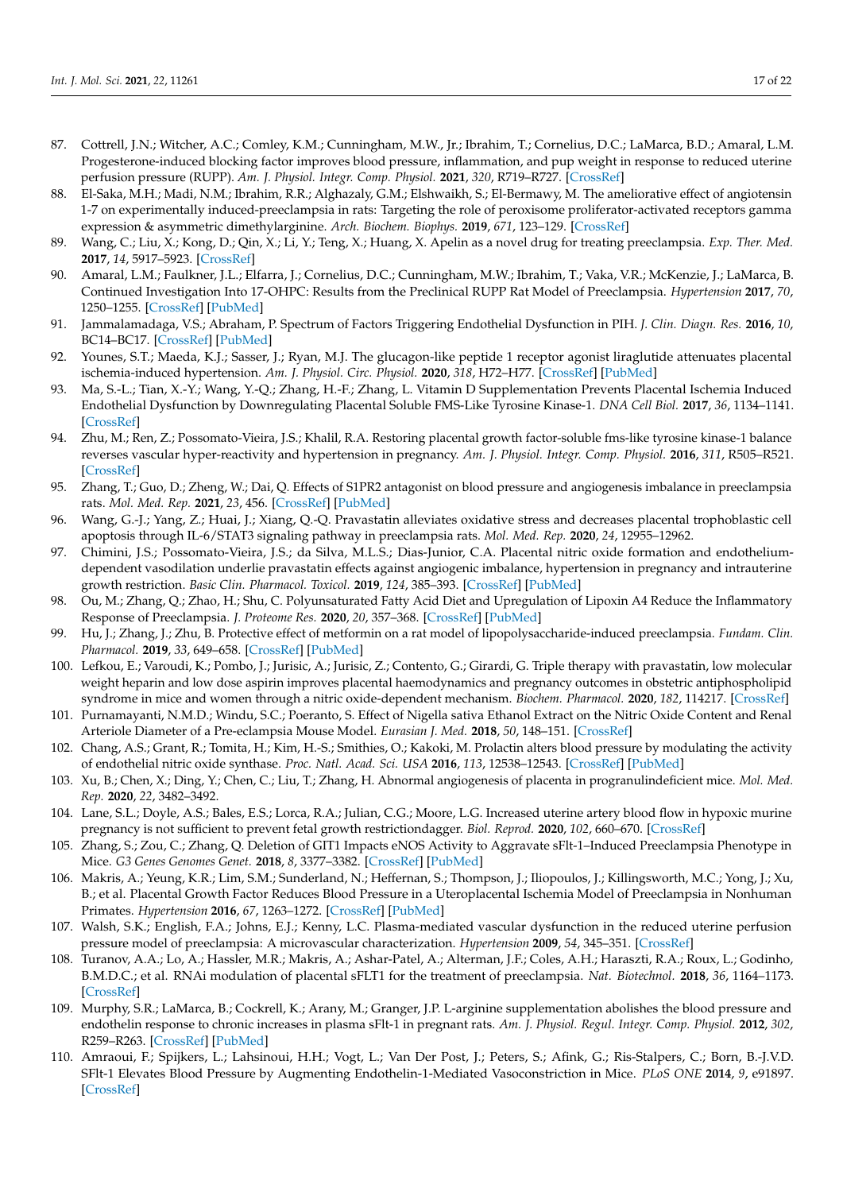87. Cottrell, J.N.; Witcher, A.C.; Comley, K.M.; Cunningham, M.W., Jr.; Ibrahim, T.; Cornelius, D.C.; LaMarca, B.D.; Amaral, L.M. Progesterone-induced blocking factor improves blood pressure, inflammation, and pup weight in response to reduced uterine perfusion pressure (RUPP). *Am. J. Physiol. Integr. Comp. Physiol.* **2021**, *320*, R719–R727. [CrossRef]
88. El-Saka, M.H.; Madi, N.M.; Ibrahim, R.R.; Alghazaly, G.M.; Elshwaikh, S.; El-Bermawy, M. The ameliorative effect of angiotensin 1-7 on experimentally induced-preeclampsia in rats: Targeting the role of peroxisome proliferator-activated receptors gamma expression & asymmetric dimethylarginine. *Arch. Biochem. Biophys.* **2019**, *671*, 123–129. [CrossRef]
89. Wang, C.; Liu, X.; Kong, D.; Qin, X.; Li, Y.; Teng, X.; Huang, X. Apelin as a novel drug for treating preeclampsia. *Exp. Ther. Med.* **2017**, *14*, 5917–5923. [CrossRef]
90. Amaral, L.M.; Faulkner, J.L.; Elfarra, J.; Cornelius, D.C.; Cunningham, M.W.; Ibrahim, T.; Vaka, V.R.; McKenzie, J.; LaMarca, B. Continued Investigation Into 17-OHPC: Results from the Preclinical RUPP Rat Model of Preeclampsia. *Hypertension* **2017**, *70*, 1250–1255. [CrossRef] [PubMed]
91. Jammalamadaga, V.S.; Abraham, P. Spectrum of Factors Triggering Endothelial Dysfunction in PIH. *J. Clin. Diagn. Res.* **2016**, *10*, BC14–BC17. [CrossRef] [PubMed]
92. Younes, S.T.; Maeda, K.J.; Sasser, J.; Ryan, M.J. The glucagon-like peptide 1 receptor agonist liraglutide attenuates placental ischemia-induced hypertension. *Am. J. Physiol. Circ. Physiol.* **2020**, *318*, H72–H77. [CrossRef] [PubMed]
93. Ma, S.-L.; Tian, X.-Y.; Wang, Y.-Q.; Zhang, H.-F.; Zhang, L. Vitamin D Supplementation Prevents Placental Ischemia Induced Endothelial Dysfunction by Downregulating Placental Soluble FMS-Like Tyrosine Kinase-1. *DNA Cell Biol.* **2017**, *36*, 1134–1141. [CrossRef]
94. Zhu, M.; Ren, Z.; Possomato-Vieira, J.S.; Khalil, R.A. Restoring placental growth factor-soluble fms-like tyrosine kinase-1 balance reverses vascular hyper-reactivity and hypertension in pregnancy. *Am. J. Physiol. Integr. Comp. Physiol.* **2016**, *311*, R505–R521. [CrossRef]
95. Zhang, T.; Guo, D.; Zheng, W.; Dai, Q. Effects of S1PR2 antagonist on blood pressure and angiogenesis imbalance in preeclampsia rats. *Mol. Med. Rep.* **2021**, *23*, 456. [CrossRef] [PubMed]
96. Wang, G.-J.; Yang, Z.; Huai, J.; Xiang, Q.-Q. Pravastatin alleviates oxidative stress and decreases placental trophoblastic cell apoptosis through IL-6/STAT3 signaling pathway in preeclampsia rats. *Mol. Med. Rep.* **2020**, *24*, 12955–12962.
97. Chimini, J.S.; Possomato-Vieira, J.S.; da Silva, M.L.S.; Dias-Junior, C.A. Placental nitric oxide formation and endothelium-dependent vasodilation underlie pravastatin effects against angiogenic imbalance, hypertension in pregnancy and intrauterine growth restriction. *Basic Clin. Pharmacol. Toxicol.* **2019**, *124*, 385–393. [CrossRef] [PubMed]
98. Ou, M.; Zhang, Q.; Zhao, H.; Shu, C. Polyunsaturated Fatty Acid Diet and Upregulation of Lipoxin A4 Reduce the Inflammatory Response of Preeclampsia. *J. Proteome Res.* **2020**, *20*, 357–368. [CrossRef] [PubMed]
99. Hu, J.; Zhang, J.; Zhu, B. Protective effect of metformin on a rat model of lipopolysaccharide-induced preeclampsia. *Fundam. Clin. Pharmacol.* **2019**, *33*, 649–658. [CrossRef] [PubMed]
100. Lefkou, E.; Varoudi, K.; Pombo, J.; Jurisic, A.; Jurisic, Z.; Contento, G.; Girardi, G. Triple therapy with pravastatin, low molecular weight heparin and low dose aspirin improves placental haemodynamics and pregnancy outcomes in obstetric antiphospholipid syndrome in mice and women through a nitric oxide-dependent mechanism. *Biochem. Pharmacol.* **2020**, *182*, 114217. [CrossRef]
101. Purnamayanti, N.M.D.; Windu, S.C.; Poeranto, S. Effect of Nigella sativa Ethanol Extract on the Nitric Oxide Content and Renal Arteriole Diameter of a Pre-eclampsia Mouse Model. *Eurasian J. Med.* **2018**, *50*, 148–151. [CrossRef]
102. Chang, A.S.; Grant, R.; Tomita, H.; Kim, H.-S.; Smithies, O.; Kakoki, M. Prolactin alters blood pressure by modulating the activity of endothelial nitric oxide synthase. *Proc. Natl. Acad. Sci. USA* **2016**, *113*, 12538–12543. [CrossRef] [PubMed]
103. Xu, B.; Chen, X.; Ding, Y.; Chen, C.; Liu, T.; Zhang, H. Abnormal angiogenesis of placenta in progranulindeficient mice. *Mol. Med. Rep.* **2020**, *22*, 3482–3492.
104. Lane, S.L.; Doyle, A.S.; Bales, E.S.; Lorca, R.A.; Julian, C.G.; Moore, L.G. Increased uterine artery blood flow in hypoxic murine pregnancy is not sufficient to prevent fetal growth restrictiondagger. *Biol. Reprod.* **2020**, *102*, 660–670. [CrossRef]
105. Zhang, S.; Zou, C.; Zhang, Q. Deletion of GIT1 Impacts eNOS Activity to Aggravate sFlt-1–Induced Preeclampsia Phenotype in Mice. *G3 Genes Genomes Genet.* **2018**, *8*, 3377–3382. [CrossRef] [PubMed]
106. Makris, A.; Yeung, K.R.; Lim, S.M.; Sunderland, N.; Heffernan, S.; Thompson, J.; Iliopoulos, J.; Killingsworth, M.C.; Yong, J.; Xu, B.; et al. Placental Growth Factor Reduces Blood Pressure in a Uteroplacental Ischemia Model of Preeclampsia in Nonhuman Primates. *Hypertension* **2016**, *67*, 1263–1272. [CrossRef] [PubMed]
107. Walsh, S.K.; English, F.A.; Johns, E.J.; Kenny, L.C. Plasma-mediated vascular dysfunction in the reduced uterine perfusion pressure model of preeclampsia: A microvascular characterization. *Hypertension* **2009**, *54*, 345–351. [CrossRef]
108. Turanov, A.A.; Lo, A.; Hassler, M.R.; Makris, A.; Ashar-Patel, A.; Alterman, J.F.; Coles, A.H.; Haraszti, R.A.; Roux, L.; Godinho, B.M.D.C.; et al. RNAi modulation of placental sFLT1 for the treatment of preeclampsia. *Nat. Biotechnol.* **2018**, *36*, 1164–1173. [CrossRef]
109. Murphy, S.R.; LaMarca, B.; Cockrell, K.; Arany, M.; Granger, J.P. L-arginine supplementation abolishes the blood pressure and endothelin response to chronic increases in plasma sFlt-1 in pregnant rats. *Am. J. Physiol. Regul. Integr. Comp. Physiol.* **2012**, *302*, R259–R263. [CrossRef] [PubMed]
110. Amraoui, F.; Spijkers, L.; Lahsinoui, H.H.; Vogt, L.; Van Der Post, J.; Peters, S.; Afink, G.; Ris-Stalpers, C.; Born, B.-J.V.D. SFlt-1 Elevates Blood Pressure by Augmenting Endothelin-1-Mediated Vasoconstriction in Mice. *PLoS ONE* **2014**, *9*, e91897. [CrossRef]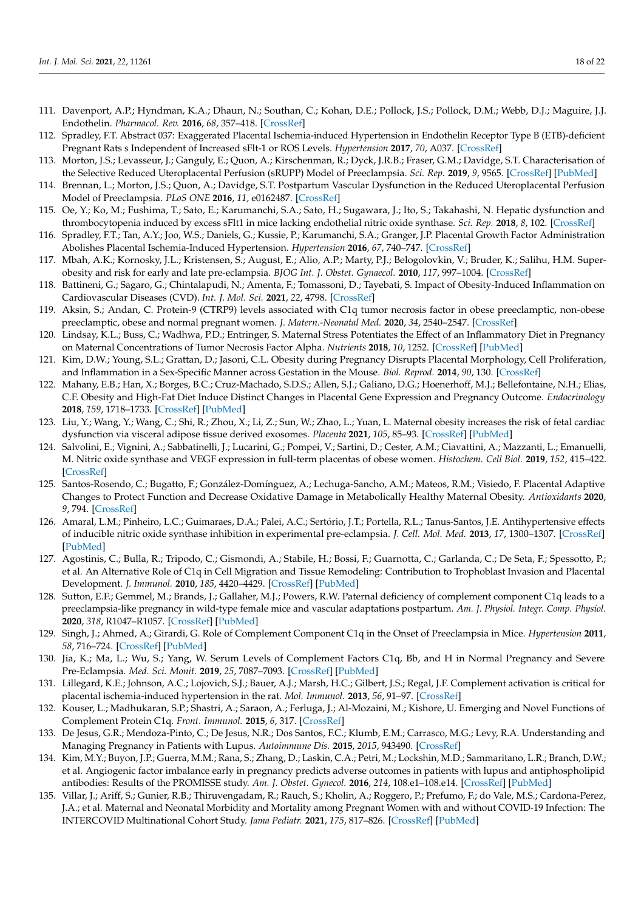111. Davenport, A.P.; Hyndman, K.A.; Dhaun, N.; Southan, C.; Kohan, D.E.; Pollock, J.S.; Pollock, D.M.; Webb, D.J.; Maguire, J.J. Endothelin. *Pharmacol. Rev.* **2016**, *68*, 357–418. [CrossRef]
112. Spradley, F.T. Abstract 037: Exaggerated Placental Ischemia-induced Hypertension in Endothelin Receptor Type B (ETB)-deficient Pregnant Rats s Independent of Increased sFlt-1 or ROS Levels. *Hypertension* **2017**, *70*, A037. [CrossRef]
113. Morton, J.S.; Levasseur, J.; Ganguly, E.; Quon, A.; Kirschenman, R.; Dyck, J.R.B.; Fraser, G.M.; Davidge, S.T. Characterisation of the Selective Reduced Uteroplacental Perfusion (sRUPP) Model of Preeclampsia. *Sci. Rep.* **2019**, *9*, 9565. [CrossRef] [PubMed]
114. Brennan, L.; Morton, J.S.; Quon, A.; Davidge, S.T. Postpartum Vascular Dysfunction in the Reduced Uteroplacental Perfusion Model of Preeclampsia. *PLoS ONE* **2016**, *11*, e0162487. [CrossRef]
115. Oe, Y.; Ko, M.; Fushima, T.; Sato, E.; Karumanchi, S.A.; Sato, H.; Sugawara, J.; Ito, S.; Takahashi, N. Hepatic dysfunction and thrombocytopenia induced by excess sFlt1 in mice lacking endothelial nitric oxide synthase. *Sci. Rep.* **2018**, *8*, 102. [CrossRef]
116. Spradley, F.T.; Tan, A.Y.; Joo, W.S.; Daniels, G.; Kussie, P.; Karumanchi, S.A.; Granger, J.P. Placental Growth Factor Administration Abolishes Placental Ischemia-Induced Hypertension. *Hypertension* **2016**, *67*, 740–747. [CrossRef]
117. Mbah, A.K.; Kornosky, J.L.; Kristensen, S.; August, E.; Alio, A.P.; Marty, P.J.; Belogolovkin, V.; Bruder, K.; Salihu, H.M. Super-obesity and risk for early and late pre-eclampsia. *BJOG Int. J. Obstet. Gynaecol.* **2010**, *117*, 997–1004. [CrossRef]
118. Battineni, G.; Sagaro, G.; Chintalapudi, N.; Amenta, F.; Tomassoni, D.; Tayebati, S. Impact of Obesity-Induced Inflammation on Cardiovascular Diseases (CVD). *Int. J. Mol. Sci.* **2021**, *22*, 4798. [CrossRef]
119. Aksin, S.; Andan, C. Protein-9 (CTRP9) levels associated with C1q tumor necrosis factor in obese preeclamptic, non-obese preeclamptic, obese and normal pregnant women. *J. Matern.-Neonatal Med.* **2020**, *34*, 2540–2547. [CrossRef]
120. Lindsay, K.L.; Buss, C.; Wadhwa, P.D.; Entringer, S. Maternal Stress Potentiates the Effect of an Inflammatory Diet in Pregnancy on Maternal Concentrations of Tumor Necrosis Factor Alpha. *Nutrients* **2018**, *10*, 1252. [CrossRef] [PubMed]
121. Kim, D.W.; Young, S.L.; Grattan, D.; Jasoni, C.L. Obesity during Pregnancy Disrupts Placental Morphology, Cell Proliferation, and Inflammation in a Sex-Specific Manner across Gestation in the Mouse. *Biol. Reprod.* **2014**, *90*, 130. [CrossRef]
122. Mahany, E.B.; Han, X.; Borges, B.C.; Cruz-Machado, S.D.S.; Allen, S.J.; Galiano, D.G.; Hoenerhoff, M.J.; Bellefontaine, N.H.; Elias, C.F. Obesity and High-Fat Diet Induce Distinct Changes in Placental Gene Expression and Pregnancy Outcome. *Endocrinology* **2018**, *159*, 1718–1733. [CrossRef] [PubMed]
123. Liu, Y.; Wang, Y.; Wang, C.; Shi, R.; Zhou, X.; Li, Z.; Sun, W.; Zhao, L.; Yuan, L. Maternal obesity increases the risk of fetal cardiac dysfunction via visceral adipose tissue derived exosomes. *Placenta* **2021**, *105*, 85–93. [CrossRef] [PubMed]
124. Salvolini, E.; Vignini, A.; Sabbatinelli, J.; Lucarini, G.; Pompei, V.; Sartini, D.; Cester, A.M.; Ciavattini, A.; Mazzanti, L.; Emanuelli, M. Nitric oxide synthase and VEGF expression in full-term placentas of obese women. *Histochem. Cell Biol.* **2019**, *152*, 415–422. [CrossRef]
125. Santos-Rosendo, C.; Bugatto, F.; González-Domínguez, A.; Lechuga-Sancho, A.M.; Mateos, R.M.; Visiedo, F. Placental Adaptive Changes to Protect Function and Decrease Oxidative Damage in Metabolically Healthy Maternal Obesity. *Antioxidants* **2020**, *9*, 794. [CrossRef]
126. Amaral, L.M.; Pinheiro, L.C.; Guimaraes, D.A.; Palei, A.C.; Sertório, J.T.; Portella, R.L.; Tanus-Santos, J.E. Antihypertensive effects of inducible nitric oxide synthase inhibition in experimental pre-eclampsia. *J. Cell. Mol. Med.* **2013**, *17*, 1300–1307. [CrossRef] [PubMed]
127. Agostinis, C.; Bulla, R.; Tripodo, C.; Gismondi, A.; Stabile, H.; Bossi, F.; Guarnotta, C.; Garlanda, C.; De Seta, F.; Spessotto, P.; et al. An Alternative Role of C1q in Cell Migration and Tissue Remodeling: Contribution to Trophoblast Invasion and Placental Development. *J. Immunol.* **2010**, *185*, 4420–4429. [CrossRef] [PubMed]
128. Sutton, E.F.; Gemmel, M.; Brands, J.; Gallaher, M.J.; Powers, R.W. Paternal deficiency of complement component C1q leads to a preeclampsia-like pregnancy in wild-type female mice and vascular adaptations postpartum. *Am. J. Physiol. Integr. Comp. Physiol.* **2020**, *318*, R1047–R1057. [CrossRef] [PubMed]
129. Singh, J.; Ahmed, A.; Girardi, G. Role of Complement Component C1q in the Onset of Preeclampsia in Mice. *Hypertension* **2011**, *58*, 716–724. [CrossRef] [PubMed]
130. Jia, K.; Ma, L.; Wu, S.; Yang, W. Serum Levels of Complement Factors C1q, Bb, and H in Normal Pregnancy and Severe Pre-Eclampsia. *Med. Sci. Monit.* **2019**, *25*, 7087–7093. [CrossRef] [PubMed]
131. Lillegard, K.E.; Johnson, A.C.; Lojovich, S.J.; Bauer, A.J.; Marsh, H.C.; Gilbert, J.S.; Regal, J.F. Complement activation is critical for placental ischemia-induced hypertension in the rat. *Mol. Immunol.* **2013**, *56*, 91–97. [CrossRef]
132. Kouser, L.; Madhukaran, S.P.; Shastri, A.; Saraon, A.; Ferluga, J.; Al-Mozaini, M.; Kishore, U. Emerging and Novel Functions of Complement Protein C1q. *Front. Immunol.* **2015**, *6*, 317. [CrossRef]
133. De Jesus, G.R.; Mendoza-Pinto, C.; De Jesus, N.R.; Dos Santos, F.C.; Klumb, E.M.; Carrasco, M.G.; Levy, R.A. Understanding and Managing Pregnancy in Patients with Lupus. *Autoimmune Dis.* **2015**, *2015*, 943490. [CrossRef]
134. Kim, M.Y.; Buyon, J.P.; Guerra, M.M.; Rana, S.; Zhang, D.; Laskin, C.A.; Petri, M.; Lockshin, M.D.; Sammaritano, L.R.; Branch, D.W.; et al. Angiogenic factor imbalance early in pregnancy predicts adverse outcomes in patients with lupus and antiphospholipid antibodies: Results of the PROMISSE study. *Am. J. Obstet. Gynecol.* **2016**, *214*, 108.e1–108.e14. [CrossRef] [PubMed]
135. Villar, J.; Ariff, S.; Gunier, R.B.; Thiruvengadam, R.; Rauch, S.; Kholin, A.; Roggero, P.; Prefumo, F.; do Vale, M.S.; Cardona-Perez, J.A.; et al. Maternal and Neonatal Morbidity and Mortality among Pregnant Women with and without COVID-19 Infection: The INTERCOVID Multinational Cohort Study. *Jama Pediatr.* **2021**, *175*, 817–826. [CrossRef] [PubMed]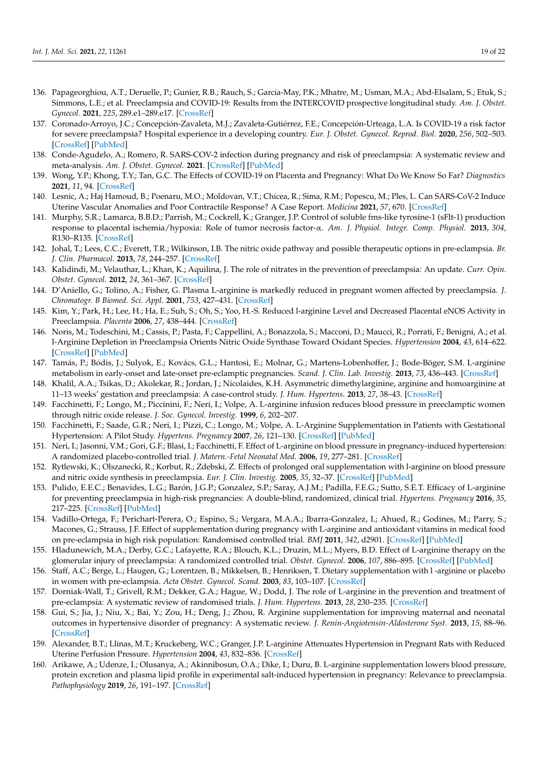136. Papageorghiou, A.T.; Deruelle, P.; Gunier, R.B.; Rauch, S.; García-May, P.K.; Mhatre, M.; Usman, M.A.; Abd-Elsalam, S.; Etuk, S.; Simmons, L.E.; et al. Preeclampsia and COVID-19: Results from the INTERCOVID prospective longitudinal study. *Am. J. Obstet. Gynecol.* **2021**, *225*, 289.e1–289.e17. [CrossRef]
137. Coronado-Arroyo, J.C.; Concepción-Zavaleta, M.J.; Zavaleta-Gutiérrez, F.E.; Concepción-Urteaga, L.A. Is COVID-19 a risk factor for severe preeclampsia? Hospital experience in a developing country. *Eur. J. Obstet. Gynecol. Reprod. Biol.* **2020**, *256*, 502–503. [CrossRef] [PubMed]
138. Conde-Agudelo, A.; Romero, R. SARS-COV-2 infection during pregnancy and risk of preeclampsia: A systematic review and meta-analysis. *Am. J. Obstet. Gynecol.* **2021**. [CrossRef] [PubMed]
139. Wong, Y.P.; Khong, T.Y.; Tan, G.C. The Effects of COVID-19 on Placenta and Pregnancy: What Do We Know So Far? *Diagnostics* **2021**, *11*, 94. [CrossRef]
140. Lesnic, A.; Haj Hamoud, B.; Poenaru, M.O.; Moldovan, V.T.; Chicea, R.; Sima, R.M.; Popescu, M.; Ples, L. Can SARS-CoV-2 Induce Uterine Vascular Anomalies and Poor Contractile Response? A Case Report. *Medicina* **2021**, *57*, 670. [CrossRef]
141. Murphy, S.R.; Lamarca, B.B.D.; Parrish, M.; Cockrell, K.; Granger, J.P. Control of soluble fms-like tyrosine-1 (sFlt-1) production response to placental ischemia/hypoxia: Role of tumor necrosis factor-α. *Am. J. Physiol. Integr. Comp. Physiol.* **2013**, *304*, R130–R135. [CrossRef]
142. Johal, T.; Lees, C.C.; Everett, T.R.; Wilkinson, I.B. The nitric oxide pathway and possible therapeutic options in pre-eclampsia. *Br. J. Clin. Pharmacol.* **2013**, *78*, 244–257. [CrossRef]
143. Kalidindi, M.; Velauthar, L.; Khan, K.; Aquilina, J. The role of nitrates in the prevention of preeclampsia: An update. *Curr. Opin. Obstet. Gynecol.* **2012**, *24*, 361–367. [CrossRef]
144. D'Aniello, G.; Tolino, A.; Fisher, G. Plasma L-arginine is markedly reduced in pregnant women affected by preeclampsia. *J. Chromatogr. B Biomed. Sci. Appl.* **2001**, *753*, 427–431. [CrossRef]
145. Kim, Y.; Park, H.; Lee, H.; Ha, E.; Suh, S.; Oh, S.; Yoo, H.-S. Reduced l-arginine Level and Decreased Placental eNOS Activity in Preeclampsia. *Placenta* **2006**, *27*, 438–444. [CrossRef]
146. Noris, M.; Todeschini, M.; Cassis, P.; Pasta, F.; Cappellini, A.; Bonazzola, S.; Macconi, D.; Maucci, R.; Porrati, F.; Benigni, A.; et al. l-Arginine Depletion in Preeclampsia Orients Nitric Oxide Synthase Toward Oxidant Species. *Hypertension* **2004**, *43*, 614–622. [CrossRef] [PubMed]
147. Tamás, P.; Bódis, J.; Sulyok, E.; Kovács, G.L.; Hantosi, E.; Molnar, G.; Martens-Lobenhoffer, J.; Bode-Böger, S.M. L-arginine metabolism in early-onset and late-onset pre-eclamptic pregnancies. *Scand. J. Clin. Lab. Investig.* **2013**, *73*, 436–443. [CrossRef]
148. Khalil, A.A.; Tsikas, D.; Akolekar, R.; Jordan, J.; Nicolaides, K.H. Asymmetric dimethylarginine, arginine and homoarginine at 11–13 weeks' gestation and preeclampsia: A case-control study. *J. Hum. Hypertens.* **2013**, *27*, 38–43. [CrossRef]
149. Facchinetti, F.; Longo, M.; Piccinini, F.; Neri, I.; Volpe, A. L-arginine infusion reduces blood pressure in preeclamptic women through nitric oxide release. *J. Soc. Gynecol. Investig.* **1999**, *6*, 202–207.
150. Facchinetti, F.; Saade, G.R.; Neri, I.; Pizzi, C.; Longo, M.; Volpe, A. L-Arginine Supplementation in Patients with Gestational Hypertension: A Pilot Study. *Hypertens. Pregnancy* **2007**, *26*, 121–130. [CrossRef] [PubMed]
151. Neri, I.; Jasonni, V.M.; Gori, G.F.; Blasi, I.; Facchinetti, F. Effect of L-arginine on blood pressure in pregnancy-induced hypertension: A randomized placebo-controlled trial. *J. Matern.-Fetal Neonatal Med.* **2006**, *19*, 277–281. [CrossRef]
152. Rytlewski, K.; Olszanecki, R.; Korbut, R.; Zdebski, Z. Effects of prolonged oral supplementation with l-arginine on blood pressure and nitric oxide synthesis in preeclampsia. *Eur. J. Clin. Investig.* **2005**, *35*, 32–37. [CrossRef] [PubMed]
153. Pulido, E.E.C.; Benavides, L.G.; Barón, J.G.P.; Gonzalez, S.P.; Saray, A.J.M.; Padilla, F.E.G.; Sutto, S.E.T. Efficacy of L-arginine for preventing preeclampsia in high-risk pregnancies: A double-blind, randomized, clinical trial. *Hypertens. Pregnancy* **2016**, *35*, 217–225. [CrossRef] [PubMed]
154. Vadillo-Ortega, F.; Perichart-Perera, O.; Espino, S.; Vergara, M.A.A.; Ibarra-Gonzalez, I.; Ahued, R.; Godines, M.; Parry, S.; Macones, G.; Strauss, J.F. Effect of supplementation during pregnancy with L-arginine and antioxidant vitamins in medical food on pre-eclampsia in high risk population: Randomised controlled trial. *BMJ* **2011**, *342*, d2901. [CrossRef] [PubMed]
155. Hladunewich, M.A.; Derby, G.C.; Lafayette, R.A.; Blouch, K.L.; Druzin, M.L.; Myers, B.D. Effect of L-arginine therapy on the glomerular injury of preeclampsia: A randomized controlled trial. *Obstet. Gynecol.* **2006**, *107*, 886–895. [CrossRef] [PubMed]
156. Staff, A.C.; Berge, L.; Haugen, G.; Lorentzen, B.; Mikkelsen, B.; Henriksen, T. Dietary supplementation with l -arginine or placebo in women with pre-eclampsia. *Acta Obstet. Gynecol. Scand.* **2003**, *83*, 103–107. [CrossRef]
157. Dorniak-Wall, T.; Grivell, R.M.; Dekker, G.A.; Hague, W.; Dodd, J. The role of L-arginine in the prevention and treatment of pre-eclampsia: A systematic review of randomised trials. *J. Hum. Hypertens.* **2013**, *28*, 230–235. [CrossRef]
158. Gui, S.; Jia, J.; Niu, X.; Bai, Y.; Zou, H.; Deng, J.; Zhou, R. Arginine supplementation for improving maternal and neonatal outcomes in hypertensive disorder of pregnancy: A systematic review. *J. Renin-Angiotensin-Aldosterone Syst.* **2013**, *15*, 88–96. [CrossRef]
159. Alexander, B.T.; Llinas, M.T.; Kruckeberg, W.C.; Granger, J.P. L-arginine Attenuates Hypertension in Pregnant Rats with Reduced Uterine Perfusion Pressure. *Hypertension* **2004**, *43*, 832–836. [CrossRef]
160. Arikawe, A.; Udenze, I.; Olusanya, A.; Akinnibosun, O.A.; Dike, I.; Duru, B. L-arginine supplementation lowers blood pressure, protein excretion and plasma lipid profile in experimental salt-induced hypertension in pregnancy: Relevance to preeclampsia. *Pathophysiology* **2019**, *26*, 191–197. [CrossRef]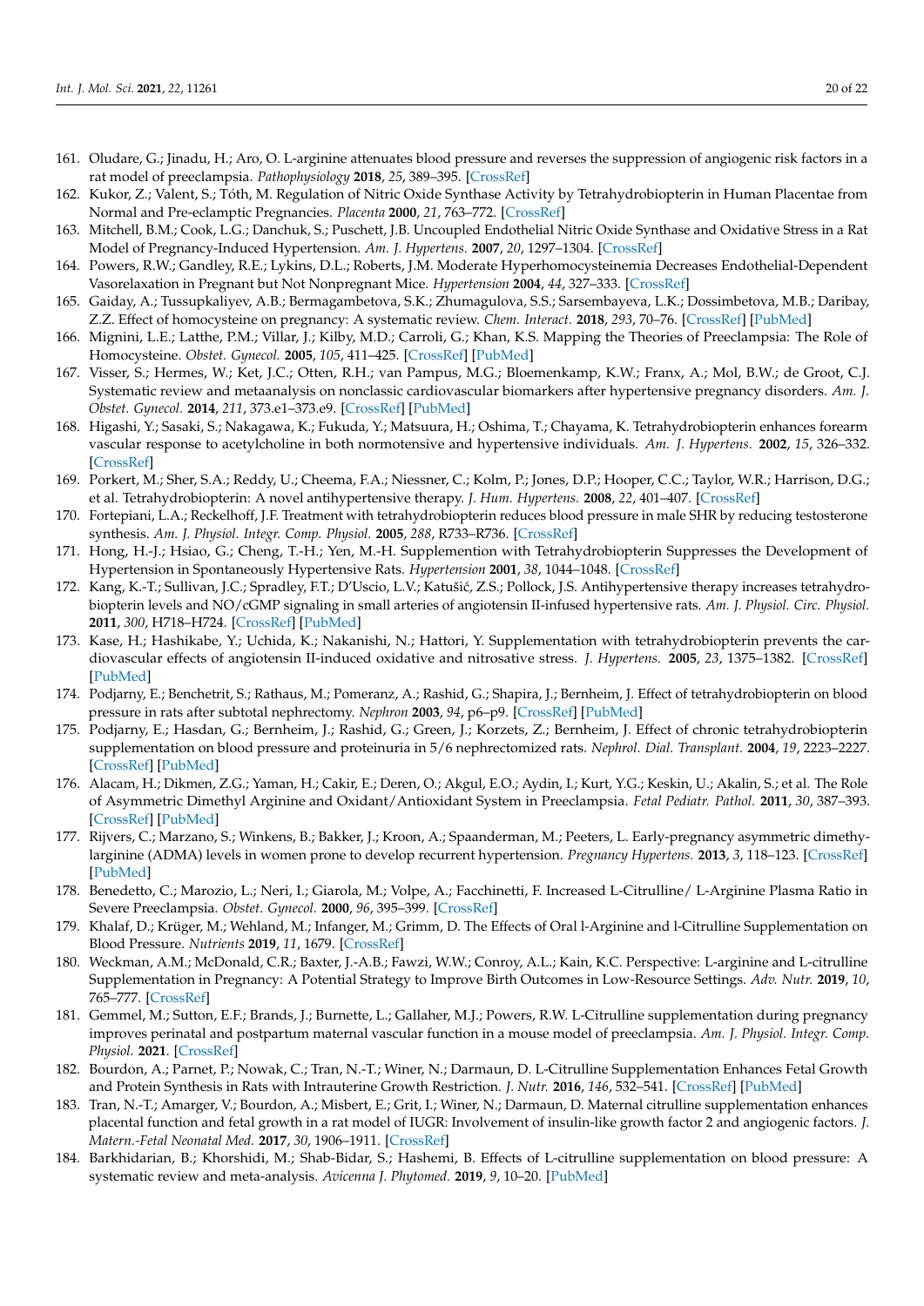161. Oludare, G.; Jinadu, H.; Aro, O. L-arginine attenuates blood pressure and reverses the suppression of angiogenic risk factors in a rat model of preeclampsia. *Pathophysiology* **2018**, *25*, 389–395. [CrossRef]
162. Kukor, Z.; Valent, S.; Tóth, M. Regulation of Nitric Oxide Synthase Activity by Tetrahydrobiopterin in Human Placentae from Normal and Pre-eclamptic Pregnancies. *Placenta* **2000**, *21*, 763–772. [CrossRef]
163. Mitchell, B.M.; Cook, L.G.; Danchuk, S.; Puschett, J.B. Uncoupled Endothelial Nitric Oxide Synthase and Oxidative Stress in a Rat Model of Pregnancy-Induced Hypertension. *Am. J. Hypertens.* **2007**, *20*, 1297–1304. [CrossRef]
164. Powers, R.W.; Gandley, R.E.; Lykins, D.L.; Roberts, J.M. Moderate Hyperhomocysteinemia Decreases Endothelial-Dependent Vasorelaxation in Pregnant but Not Nonpregnant Mice. *Hypertension* **2004**, *44*, 327–333. [CrossRef]
165. Gaiday, A.; Tussupkaliyev, A.B.; Bermagambetova, S.K.; Zhumagulova, S.S.; Sarsembayeva, L.K.; Dossimbetova, M.B.; Daribay, Z.Z. Effect of homocysteine on pregnancy: A systematic review. *Chem. Interact.* **2018**, *293*, 70–76. [CrossRef] [PubMed]
166. Mignini, L.E.; Latthe, P.M.; Villar, J.; Kilby, M.D.; Carroli, G.; Khan, K.S. Mapping the Theories of Preeclampsia: The Role of Homocysteine. *Obstet. Gynecol.* **2005**, *105*, 411–425. [CrossRef] [PubMed]
167. Visser, S.; Hermes, W.; Ket, J.C.; Otten, R.H.; van Pampus, M.G.; Bloemenkamp, K.W.; Franx, A.; Mol, B.W.; de Groot, C.J. Systematic review and metaanalysis on nonclassic cardiovascular biomarkers after hypertensive pregnancy disorders. *Am. J. Obstet. Gynecol.* **2014**, *211*, 373.e1–373.e9. [CrossRef] [PubMed]
168. Higashi, Y.; Sasaki, S.; Nakagawa, K.; Fukuda, Y.; Matsuura, H.; Oshima, T.; Chayama, K. Tetrahydrobiopterin enhances forearm vascular response to acetylcholine in both normotensive and hypertensive individuals. *Am. J. Hypertens.* **2002**, *15*, 326–332. [CrossRef]
169. Porkert, M.; Sher, S.A.; Reddy, U.; Cheema, F.A.; Niessner, C.; Kolm, P.; Jones, D.P.; Hooper, C.C.; Taylor, W.R.; Harrison, D.G.; et al. Tetrahydrobiopterin: A novel antihypertensive therapy. *J. Hum. Hypertens.* **2008**, *22*, 401–407. [CrossRef]
170. Fortepiani, L.A.; Reckelhoff, J.F. Treatment with tetrahydrobiopterin reduces blood pressure in male SHR by reducing testosterone synthesis. *Am. J. Physiol. Integr. Comp. Physiol.* **2005**, *288*, R733–R736. [CrossRef]
171. Hong, H.-J.; Hsiao, G.; Cheng, T.-H.; Yen, M.-H. Supplemention with Tetrahydrobiopterin Suppresses the Development of Hypertension in Spontaneously Hypertensive Rats. *Hypertension* **2001**, *38*, 1044–1048. [CrossRef]
172. Kang, K.-T.; Sullivan, J.C.; Spradley, F.T.; D'Uscio, L.V.; Katušić, Z.S.; Pollock, J.S. Antihypertensive therapy increases tetrahydrobiopterin levels and NO/cGMP signaling in small arteries of angiotensin II-infused hypertensive rats. *Am. J. Physiol. Circ. Physiol.* **2011**, *300*, H718–H724. [CrossRef] [PubMed]
173. Kase, H.; Hashikabe, Y.; Uchida, K.; Nakanishi, N.; Hattori, Y. Supplementation with tetrahydrobiopterin prevents the cardiovascular effects of angiotensin II-induced oxidative and nitrosative stress. *J. Hypertens.* **2005**, *23*, 1375–1382. [CrossRef] [PubMed]
174. Podjarny, E.; Benchetrit, S.; Rathaus, M.; Pomeranz, A.; Rashid, G.; Shapira, J.; Bernheim, J. Effect of tetrahydrobiopterin on blood pressure in rats after subtotal nephrectomy. *Nephron* **2003**, *94*, p6–p9. [CrossRef] [PubMed]
175. Podjarny, E.; Hasdan, G.; Bernheim, J.; Rashid, G.; Green, J.; Korzets, Z.; Bernheim, J. Effect of chronic tetrahydrobiopterin supplementation on blood pressure and proteinuria in 5/6 nephrectomized rats. *Nephrol. Dial. Transplant.* **2004**, *19*, 2223–2227. [CrossRef] [PubMed]
176. Alacam, H.; Dikmen, Z.G.; Yaman, H.; Cakir, E.; Deren, O.; Akgul, E.O.; Aydin, I.; Kurt, Y.G.; Keskin, U.; Akalin, S.; et al. The Role of Asymmetric Dimethyl Arginine and Oxidant/Antioxidant System in Preeclampsia. *Fetal Pediatr. Pathol.* **2011**, *30*, 387–393. [CrossRef] [PubMed]
177. Rijvers, C.; Marzano, S.; Winkens, B.; Bakker, J.; Kroon, A.; Spaanderman, M.; Peeters, L. Early-pregnancy asymmetric dimethylarginine (ADMA) levels in women prone to develop recurrent hypertension. *Pregnancy Hypertens.* **2013**, *3*, 118–123. [CrossRef] [PubMed]
178. Benedetto, C.; Marozio, L.; Neri, I.; Giarola, M.; Volpe, A.; Facchinetti, F. Increased L-Citrulline/ L-Arginine Plasma Ratio in Severe Preeclampsia. *Obstet. Gynecol.* **2000**, *96*, 395–399. [CrossRef]
179. Khalaf, D.; Krüger, M.; Wehland, M.; Infanger, M.; Grimm, D. The Effects of Oral l-Arginine and l-Citrulline Supplementation on Blood Pressure. *Nutrients* **2019**, *11*, 1679. [CrossRef]
180. Weckman, A.M.; McDonald, C.R.; Baxter, J.-A.B.; Fawzi, W.W.; Conroy, A.L.; Kain, K.C. Perspective: L-arginine and L-citrulline Supplementation in Pregnancy: A Potential Strategy to Improve Birth Outcomes in Low-Resource Settings. *Adv. Nutr.* **2019**, *10*, 765–777. [CrossRef]
181. Gemmel, M.; Sutton, E.F.; Brands, J.; Burnette, L.; Gallaher, M.J.; Powers, R.W. L-Citrulline supplementation during pregnancy improves perinatal and postpartum maternal vascular function in a mouse model of preeclampsia. *Am. J. Physiol. Integr. Comp. Physiol.* **2021**. [CrossRef]
182. Bourdon, A.; Parnet, P.; Nowak, C.; Tran, N.-T.; Winer, N.; Darmaun, D. L-Citrulline Supplementation Enhances Fetal Growth and Protein Synthesis in Rats with Intrauterine Growth Restriction. *J. Nutr.* **2016**, *146*, 532–541. [CrossRef] [PubMed]
183. Tran, N.-T.; Amarger, V.; Bourdon, A.; Misbert, E.; Grit, I.; Winer, N.; Darmaun, D. Maternal citrulline supplementation enhances placental function and fetal growth in a rat model of IUGR: Involvement of insulin-like growth factor 2 and angiogenic factors. *J. Matern.-Fetal Neonatal Med.* **2017**, *30*, 1906–1911. [CrossRef]
184. Barkhidarian, B.; Khorshidi, M.; Shab-Bidar, S.; Hashemi, B. Effects of L-citrulline supplementation on blood pressure: A systematic review and meta-analysis. *Avicenna J. Phytomed.* **2019**, *9*, 10–20. [PubMed]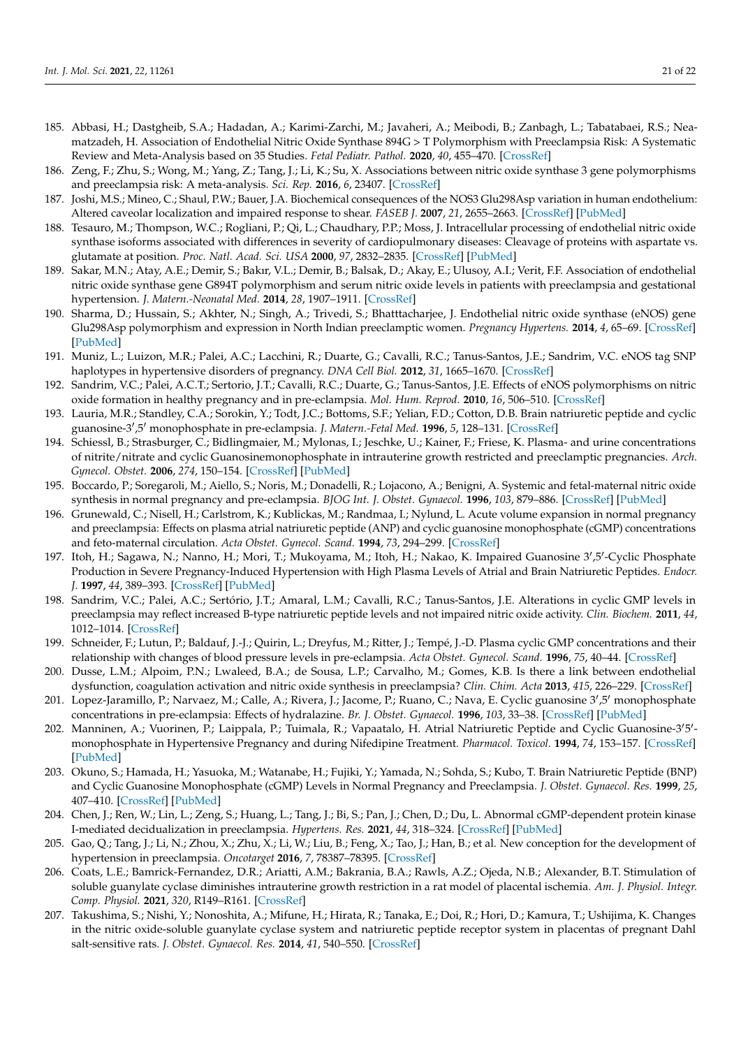185. Abbasi, H.; Dastgheib, S.A.; Hadadan, A.; Karimi-Zarchi, M.; Javaheri, A.; Meibodi, B.; Zanbagh, L.; Tabatabaei, R.S.; Neamatzadeh, H. Association of Endothelial Nitric Oxide Synthase 894G > T Polymorphism with Preeclampsia Risk: A Systematic Review and Meta-Analysis based on 35 Studies. *Fetal Pediatr. Pathol.* **2020**, *40*, 455–470. [CrossRef]
186. Zeng, F.; Zhu, S.; Wong, M.; Yang, Z.; Tang, J.; Li, K.; Su, X. Associations between nitric oxide synthase 3 gene polymorphisms and preeclampsia risk: A meta-analysis. *Sci. Rep.* **2016**, *6*, 23407. [CrossRef]
187. Joshi, M.S.; Mineo, C.; Shaul, P.W.; Bauer, J.A. Biochemical consequences of the NOS3 Glu298Asp variation in human endothelium: Altered caveolar localization and impaired response to shear. *FASEB J.* **2007**, *21*, 2655–2663. [CrossRef] [PubMed]
188. Tesauro, M.; Thompson, W.C.; Rogliani, P.; Qi, L.; Chaudhary, P.P.; Moss, J. Intracellular processing of endothelial nitric oxide synthase isoforms associated with differences in severity of cardiopulmonary diseases: Cleavage of proteins with aspartate vs. glutamate at position. *Proc. Natl. Acad. Sci. USA* **2000**, *97*, 2832–2835. [CrossRef] [PubMed]
189. Sakar, M.N.; Atay, A.E.; Demir, S.; Bakır, V.L.; Demir, B.; Balsak, D.; Akay, E.; Ulusoy, A.I.; Verit, F.F. Association of endothelial nitric oxide synthase gene G894T polymorphism and serum nitric oxide levels in patients with preeclampsia and gestational hypertension. *J. Matern.-Neonatal Med.* **2014**, *28*, 1907–1911. [CrossRef]
190. Sharma, D.; Hussain, S.; Akhter, N.; Singh, A.; Trivedi, S.; Bhatttacharjee, J. Endothelial nitric oxide synthase (eNOS) gene Glu298Asp polymorphism and expression in North Indian preeclamptic women. *Pregnancy Hypertens.* **2014**, *4*, 65–69. [CrossRef] [PubMed]
191. Muniz, L.; Luizon, M.R.; Palei, A.C.; Lacchini, R.; Duarte, G.; Cavalli, R.C.; Tanus-Santos, J.E.; Sandrim, V.C. eNOS tag SNP haplotypes in hypertensive disorders of pregnancy. *DNA Cell Biol.* **2012**, *31*, 1665–1670. [CrossRef]
192. Sandrim, V.C.; Palei, A.C.T.; Sertorio, J.T.; Cavalli, R.C.; Duarte, G.; Tanus-Santos, J.E. Effects of eNOS polymorphisms on nitric oxide formation in healthy pregnancy and in pre-eclampsia. *Mol. Hum. Reprod.* **2010**, *16*, 506–510. [CrossRef]
193. Lauria, M.R.; Standley, C.A.; Sorokin, Y.; Todt, J.C.; Bottoms, S.F.; Yelian, F.D.; Cotton, D.B. Brain natriuretic peptide and cyclic guanosine-3′,5′ monophosphate in pre-eclampsia. *J. Matern.-Fetal Med.* **1996**, *5*, 128–131. [CrossRef]
194. Schiessl, B.; Strasburger, C.; Bidlingmaier, M.; Mylonas, I.; Jeschke, U.; Kainer, F.; Friese, K. Plasma- and urine concentrations of nitrite/nitrate and cyclic Guanosinemonophosphate in intrauterine growth restricted and preeclamptic pregnancies. *Arch. Gynecol. Obstet.* **2006**, *274*, 150–154. [CrossRef] [PubMed]
195. Boccardo, P.; Soregaroli, M.; Aiello, S.; Noris, M.; Donadelli, R.; Lojacono, A.; Benigni, A. Systemic and fetal-maternal nitric oxide synthesis in normal pregnancy and pre-eclampsia. *BJOG Int. J. Obstet. Gynaecol.* **1996**, *103*, 879–886. [CrossRef] [PubMed]
196. Grunewald, C.; Nisell, H.; Carlstrom, K.; Kublickas, M.; Randmaa, I.; Nylund, L. Acute volume expansion in normal pregnancy and preeclampsia: Effects on plasma atrial natriuretic peptide (ANP) and cyclic guanosine monophosphate (cGMP) concentrations and feto-maternal circulation. *Acta Obstet. Gynecol. Scand.* **1994**, *73*, 294–299. [CrossRef]
197. Itoh, H.; Sagawa, N.; Nanno, H.; Mori, T.; Mukoyama, M.; Itoh, H.; Nakao, K. Impaired Guanosine 3′,5′-Cyclic Phosphate Production in Severe Pregnancy-Induced Hypertension with High Plasma Levels of Atrial and Brain Natriuretic Peptides. *Endocr. J.* **1997**, *44*, 389–393. [CrossRef] [PubMed]
198. Sandrim, V.C.; Palei, A.C.; Sertório, J.T.; Amaral, L.M.; Cavalli, R.C.; Tanus-Santos, J.E. Alterations in cyclic GMP levels in preeclampsia may reflect increased B-type natriuretic peptide levels and not impaired nitric oxide activity. *Clin. Biochem.* **2011**, *44*, 1012–1014. [CrossRef]
199. Schneider, F.; Lutun, P.; Baldauf, J.-J.; Quirin, L.; Dreyfus, M.; Ritter, J.; Tempé, J.-D. Plasma cyclic GMP concentrations and their relationship with changes of blood pressure levels in pre-eclampsia. *Acta Obstet. Gynecol. Scand.* **1996**, *75*, 40–44. [CrossRef]
200. Dusse, L.M.; Alpoim, P.N.; Lwaleed, B.A.; de Sousa, L.P.; Carvalho, M.; Gomes, K.B. Is there a link between endothelial dysfunction, coagulation activation and nitric oxide synthesis in preeclampsia? *Clin. Chim. Acta* **2013**, *415*, 226–229. [CrossRef]
201. Lopez-Jaramillo, P.; Narvaez, M.; Calle, A.; Rivera, J.; Jacome, P.; Ruano, C.; Nava, E. Cyclic guanosine 3′,5′ monophosphate concentrations in pre-eclampsia: Effects of hydralazine. *Br. J. Obstet. Gynaecol.* **1996**, *103*, 33–38. [CrossRef] [PubMed]
202. Manninen, A.; Vuorinen, P.; Laippala, P.; Tuimala, R.; Vapaatalo, H. Atrial Natriuretic Peptide and Cyclic Guanosine-3′5′-monophosphate in Hypertensive Pregnancy and during Nifedipine Treatment. *Pharmacol. Toxicol.* **1994**, *74*, 153–157. [CrossRef] [PubMed]
203. Okuno, S.; Hamada, H.; Yasuoka, M.; Watanabe, H.; Fujiki, Y.; Yamada, N.; Sohda, S.; Kubo, T. Brain Natriuretic Peptide (BNP) and Cyclic Guanosine Monophosphate (cGMP) Levels in Normal Pregnancy and Preeclampsia. *J. Obstet. Gynaecol. Res.* **1999**, *25*, 407–410. [CrossRef] [PubMed]
204. Chen, J.; Ren, W.; Lin, L.; Zeng, S.; Huang, L.; Tang, J.; Bi, S.; Pan, J.; Chen, D.; Du, L. Abnormal cGMP-dependent protein kinase I-mediated decidualization in preeclampsia. *Hypertens. Res.* **2021**, *44*, 318–324. [CrossRef] [PubMed]
205. Gao, Q.; Tang, J.; Li, N.; Zhou, X.; Zhu, X.; Li, W.; Liu, B.; Feng, X.; Tao, J.; Han, B.; et al. New conception for the development of hypertension in preeclampsia. *Oncotarget* **2016**, *7*, 78387–78395. [CrossRef]
206. Coats, L.E.; Bamrick-Fernandez, D.R.; Ariatti, A.M.; Bakrania, B.A.; Rawls, A.Z.; Ojeda, N.B.; Alexander, B.T. Stimulation of soluble guanylate cyclase diminishes intrauterine growth restriction in a rat model of placental ischemia. *Am. J. Physiol. Integr. Comp. Physiol.* **2021**, *320*, R149–R161. [CrossRef]
207. Takushima, S.; Nishi, Y.; Nonoshita, A.; Mifune, H.; Hirata, R.; Tanaka, E.; Doi, R.; Hori, D.; Kamura, T.; Ushijima, K. Changes in the nitric oxide-soluble guanylate cyclase system and natriuretic peptide receptor system in placentas of pregnant Dahl salt-sensitive rats. *J. Obstet. Gynaecol. Res.* **2014**, *41*, 540–550. [CrossRef]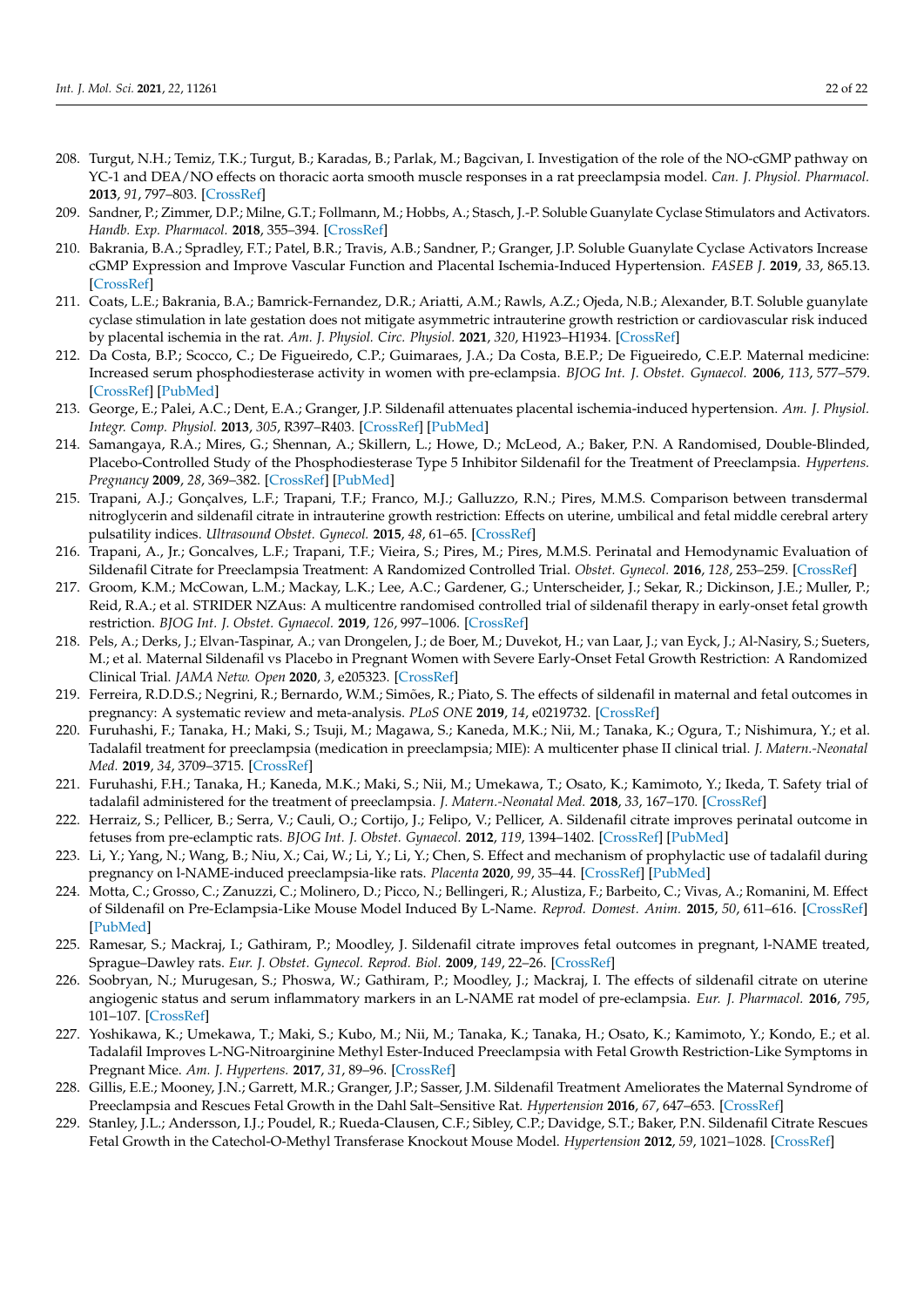208. Turgut, N.H.; Temiz, T.K.; Turgut, B.; Karadas, B.; Parlak, M.; Bagcivan, I. Investigation of the role of the NO-cGMP pathway on YC-1 and DEA/NO effects on thoracic aorta smooth muscle responses in a rat preeclampsia model. *Can. J. Physiol. Pharmacol.* **2013**, *91*, 797–803. [CrossRef]
209. Sandner, P.; Zimmer, D.P.; Milne, G.T.; Follmann, M.; Hobbs, A.; Stasch, J.-P. Soluble Guanylate Cyclase Stimulators and Activators. *Handb. Exp. Pharmacol.* **2018**, 355–394. [CrossRef]
210. Bakrania, B.A.; Spradley, F.T.; Patel, B.R.; Travis, A.B.; Sandner, P.; Granger, J.P. Soluble Guanylate Cyclase Activators Increase cGMP Expression and Improve Vascular Function and Placental Ischemia-Induced Hypertension. *FASEB J.* **2019**, *33*, 865.13. [CrossRef]
211. Coats, L.E.; Bakrania, B.A.; Bamrick-Fernandez, D.R.; Ariatti, A.M.; Rawls, A.Z.; Ojeda, N.B.; Alexander, B.T. Soluble guanylate cyclase stimulation in late gestation does not mitigate asymmetric intrauterine growth restriction or cardiovascular risk induced by placental ischemia in the rat. *Am. J. Physiol. Circ. Physiol.* **2021**, *320*, H1923–H1934. [CrossRef]
212. Da Costa, B.P.; Scocco, C.; De Figueiredo, C.P.; Guimaraes, J.A.; Da Costa, B.E.P.; De Figueiredo, C.E.P. Maternal medicine: Increased serum phosphodiesterase activity in women with pre-eclampsia. *BJOG Int. J. Obstet. Gynaecol.* **2006**, *113*, 577–579. [CrossRef] [PubMed]
213. George, E.; Palei, A.C.; Dent, E.A.; Granger, J.P. Sildenafil attenuates placental ischemia-induced hypertension. *Am. J. Physiol. Integr. Comp. Physiol.* **2013**, *305*, R397–R403. [CrossRef] [PubMed]
214. Samangaya, R.A.; Mires, G.; Shennan, A.; Skillern, L.; Howe, D.; McLeod, A.; Baker, P.N. A Randomised, Double-Blinded, Placebo-Controlled Study of the Phosphodiesterase Type 5 Inhibitor Sildenafil for the Treatment of Preeclampsia. *Hypertens. Pregnancy* **2009**, *28*, 369–382. [CrossRef] [PubMed]
215. Trapani, A.J.; Gonçalves, L.F.; Trapani, T.F.; Franco, M.J.; Galluzzo, R.N.; Pires, M.M.S. Comparison between transdermal nitroglycerin and sildenafil citrate in intrauterine growth restriction: Effects on uterine, umbilical and fetal middle cerebral artery pulsatility indices. *Ultrasound Obstet. Gynecol.* **2015**, *48*, 61–65. [CrossRef]
216. Trapani, A., Jr.; Goncalves, L.F.; Trapani, T.F.; Vieira, S.; Pires, M.; Pires, M.M.S. Perinatal and Hemodynamic Evaluation of Sildenafil Citrate for Preeclampsia Treatment: A Randomized Controlled Trial. *Obstet. Gynecol.* **2016**, *128*, 253–259. [CrossRef]
217. Groom, K.M.; McCowan, L.M.; Mackay, L.K.; Lee, A.C.; Gardener, G.; Unterscheider, J.; Sekar, R.; Dickinson, J.E.; Muller, P.; Reid, R.A.; et al. STRIDER NZAus: A multicentre randomised controlled trial of sildenafil therapy in early-onset fetal growth restriction. *BJOG Int. J. Obstet. Gynaecol.* **2019**, *126*, 997–1006. [CrossRef]
218. Pels, A.; Derks, J.; Elvan-Taspinar, A.; van Drongelen, J.; de Boer, M.; Duvekot, H.; van Laar, J.; van Eyck, J.; Al-Nasiry, S.; Sueters, M.; et al. Maternal Sildenafil vs Placebo in Pregnant Women with Severe Early-Onset Fetal Growth Restriction: A Randomized Clinical Trial. *JAMA Netw. Open* **2020**, *3*, e205323. [CrossRef]
219. Ferreira, R.D.D.S.; Negrini, R.; Bernardo, W.M.; Simões, R.; Piato, S. The effects of sildenafil in maternal and fetal outcomes in pregnancy: A systematic review and meta-analysis. *PLoS ONE* **2019**, *14*, e0219732. [CrossRef]
220. Furuhashi, F.; Tanaka, H.; Maki, S.; Tsuji, M.; Magawa, S.; Kaneda, M.K.; Nii, M.; Tanaka, K.; Ogura, T.; Nishimura, Y.; et al. Tadalafil treatment for preeclampsia (medication in preeclampsia; MIE): A multicenter phase II clinical trial. *J. Matern.-Neonatal Med.* **2019**, *34*, 3709–3715. [CrossRef]
221. Furuhashi, F.H.; Tanaka, H.; Kaneda, M.K.; Maki, S.; Nii, M.; Umekawa, T.; Osato, K.; Kamimoto, Y.; Ikeda, T. Safety trial of tadalafil administered for the treatment of preeclampsia. *J. Matern.-Neonatal Med.* **2018**, *33*, 167–170. [CrossRef]
222. Herraiz, S.; Pellicer, B.; Serra, V.; Cauli, O.; Cortijo, J.; Felipo, V.; Pellicer, A. Sildenafil citrate improves perinatal outcome in fetuses from pre-eclamptic rats. *BJOG Int. J. Obstet. Gynaecol.* **2012**, *119*, 1394–1402. [CrossRef] [PubMed]
223. Li, Y.; Yang, N.; Wang, B.; Niu, X.; Cai, W.; Li, Y.; Li, Y.; Chen, S. Effect and mechanism of prophylactic use of tadalafil during pregnancy on l-NAME-induced preeclampsia-like rats. *Placenta* **2020**, *99*, 35–44. [CrossRef] [PubMed]
224. Motta, C.; Grosso, C.; Zanuzzi, C.; Molinero, D.; Picco, N.; Bellingeri, R.; Alustiza, F.; Barbeito, C.; Vivas, A.; Romanini, M. Effect of Sildenafil on Pre-Eclampsia-Like Mouse Model Induced By L-Name. *Reprod. Domest. Anim.* **2015**, *50*, 611–616. [CrossRef] [PubMed]
225. Ramesar, S.; Mackraj, I.; Gathiram, P.; Moodley, J. Sildenafil citrate improves fetal outcomes in pregnant, l-NAME treated, Sprague–Dawley rats. *Eur. J. Obstet. Gynecol. Reprod. Biol.* **2009**, *149*, 22–26. [CrossRef]
226. Soobryan, N.; Murugesan, S.; Phoswa, W.; Gathiram, P.; Moodley, J.; Mackraj, I. The effects of sildenafil citrate on uterine angiogenic status and serum inflammatory markers in an L-NAME rat model of pre-eclampsia. *Eur. J. Pharmacol.* **2016**, *795*, 101–107. [CrossRef]
227. Yoshikawa, K.; Umekawa, T.; Maki, S.; Kubo, M.; Nii, M.; Tanaka, K.; Tanaka, H.; Osato, K.; Kamimoto, Y.; Kondo, E.; et al. Tadalafil Improves L-NG-Nitroarginine Methyl Ester-Induced Preeclampsia with Fetal Growth Restriction-Like Symptoms in Pregnant Mice. *Am. J. Hypertens.* **2017**, *31*, 89–96. [CrossRef]
228. Gillis, E.E.; Mooney, J.N.; Garrett, M.R.; Granger, J.P.; Sasser, J.M. Sildenafil Treatment Ameliorates the Maternal Syndrome of Preeclampsia and Rescues Fetal Growth in the Dahl Salt–Sensitive Rat. *Hypertension* **2016**, *67*, 647–653. [CrossRef]
229. Stanley, J.L.; Andersson, I.J.; Poudel, R.; Rueda-Clausen, C.F.; Sibley, C.P.; Davidge, S.T.; Baker, P.N. Sildenafil Citrate Rescues Fetal Growth in the Catechol-O-Methyl Transferase Knockout Mouse Model. *Hypertension* **2012**, *59*, 1021–1028. [CrossRef]